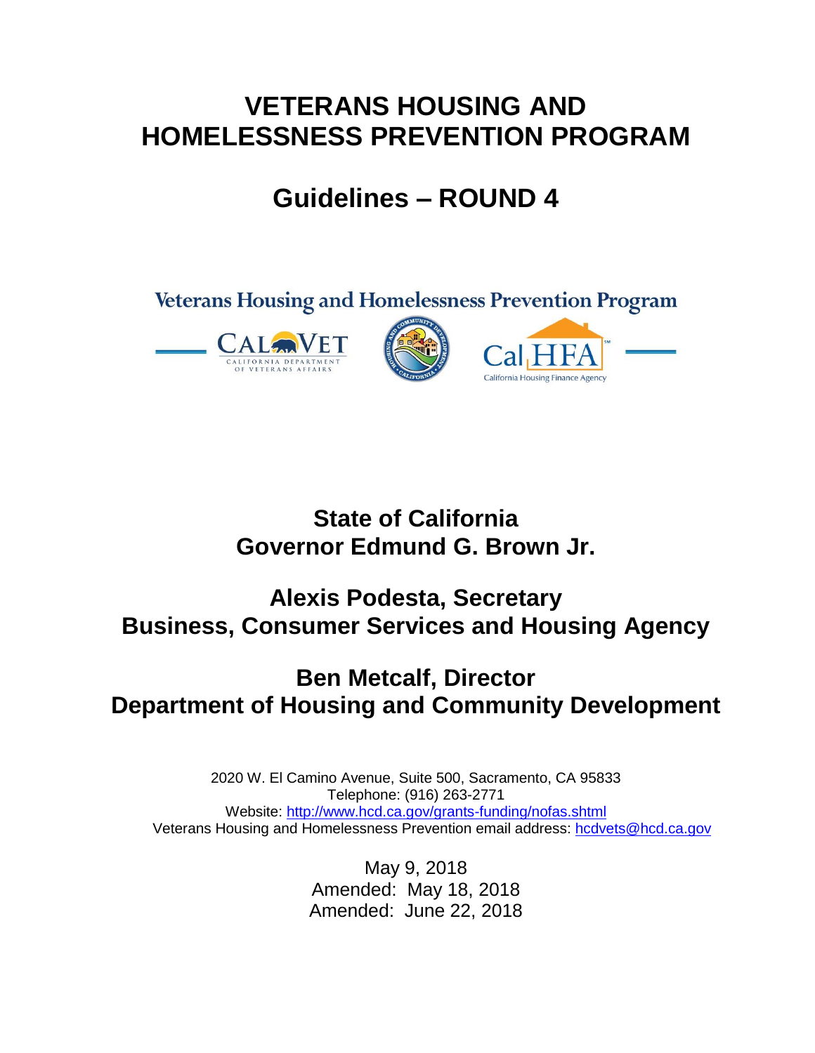# VETERANS HOUSING AND HOMELESSNESS PREVENTION PROGRAM

# Guidelines – ROUND 4

Veterans Housing and Homelessness Prevention Program

CALVET CALIFORNIA DEPARTMENT OF VETERANS AFFAIRS

CalHFA California Housing Finance Agency

## State of California
## Governor Edmund G. Brown Jr.

## Alexis Podesta, Secretary
## Business, Consumer Services and Housing Agency

## Ben Metcalf, Director
## Department of Housing and Community Development

2020 W. El Camino Avenue, Suite 500, Sacramento, CA 95833
Telephone: (916) 263-2771
Website: http://www.hcd.ca.gov/grants-funding/nofas.shtml
Veterans Housing and Homelessness Prevention email address: hcdvets@hcd.ca.gov

May 9, 2018
Amended: May 18, 2018
Amended: June 22, 2018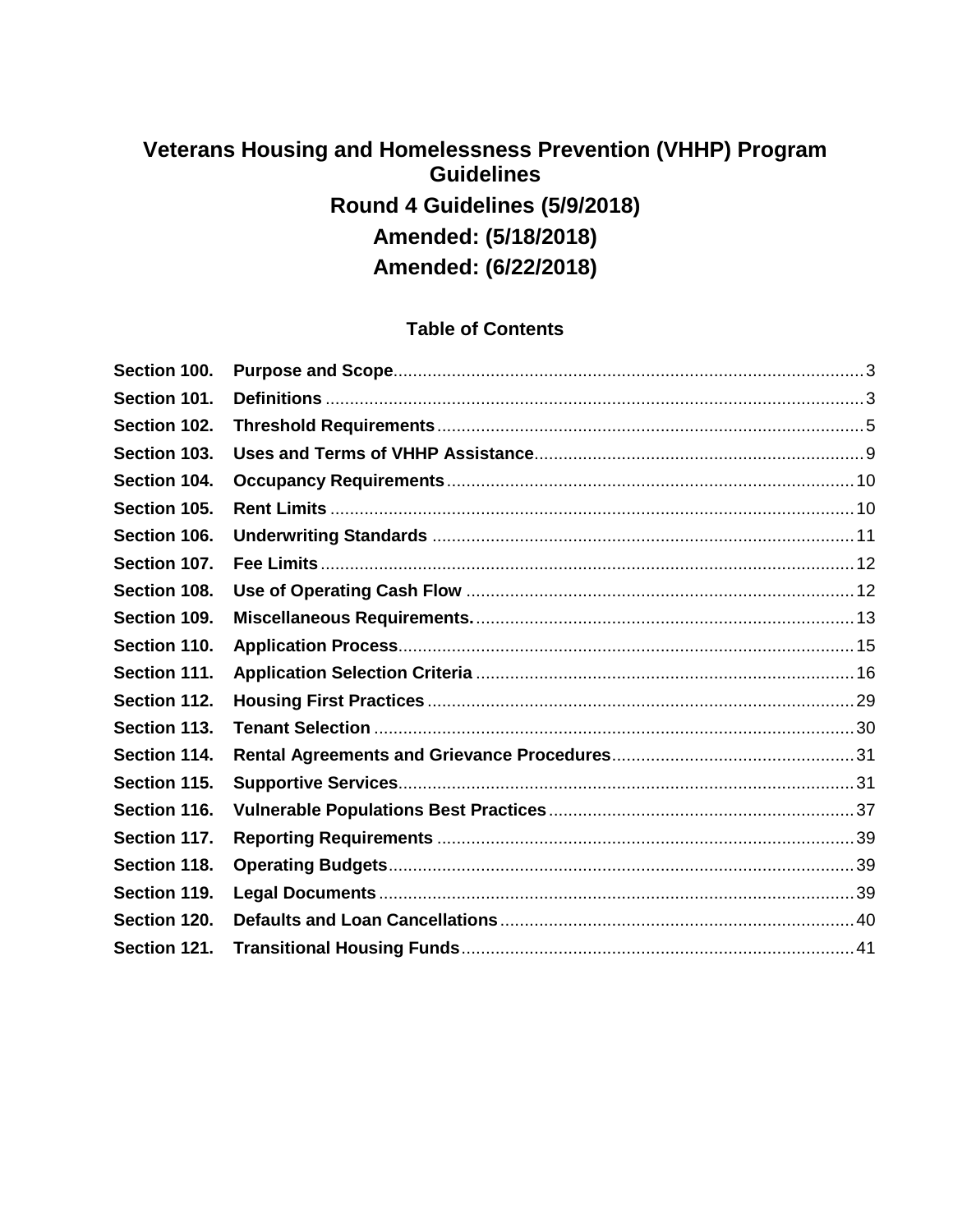# Veterans Housing and Homelessness Prevention (VHHP) Program Guidelines

## Round 4 Guidelines (5/9/2018)

## Amended: (5/18/2018)

## Amended: (6/22/2018)

### Table of Contents

| | | |
|---|---|---|
| **Section 100.** | **Purpose and Scope** | 3 |
| **Section 101.** | **Definitions** | 3 |
| **Section 102.** | **Threshold Requirements** | 5 |
| **Section 103.** | **Uses and Terms of VHHP Assistance** | 9 |
| **Section 104.** | **Occupancy Requirements** | 10 |
| **Section 105.** | **Rent Limits** | 10 |
| **Section 106.** | **Underwriting Standards** | 11 |
| **Section 107.** | **Fee Limits** | 12 |
| **Section 108.** | **Use of Operating Cash Flow** | 12 |
| **Section 109.** | **Miscellaneous Requirements.** | 13 |
| **Section 110.** | **Application Process** | 15 |
| **Section 111.** | **Application Selection Criteria** | 16 |
| **Section 112.** | **Housing First Practices** | 29 |
| **Section 113.** | **Tenant Selection** | 30 |
| **Section 114.** | **Rental Agreements and Grievance Procedures** | 31 |
| **Section 115.** | **Supportive Services** | 31 |
| **Section 116.** | **Vulnerable Populations Best Practices** | 37 |
| **Section 117.** | **Reporting Requirements** | 39 |
| **Section 118.** | **Operating Budgets** | 39 |
| **Section 119.** | **Legal Documents** | 39 |
| **Section 120.** | **Defaults and Loan Cancellations** | 40 |
| **Section 121.** | **Transitional Housing Funds** | 41 |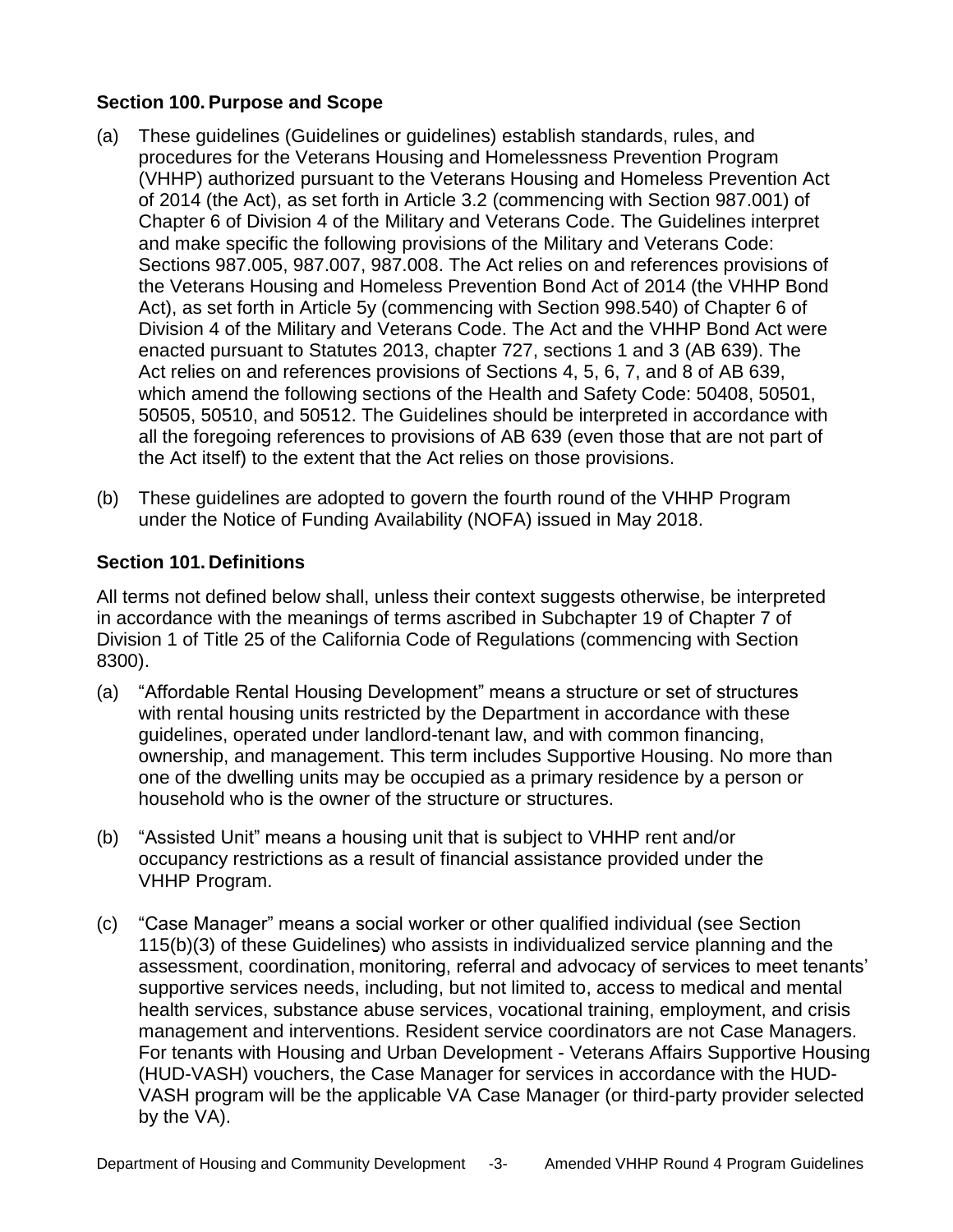### Section 100. Purpose and Scope

(a) These guidelines (Guidelines or guidelines) establish standards, rules, and procedures for the Veterans Housing and Homelessness Prevention Program (VHHP) authorized pursuant to the Veterans Housing and Homeless Prevention Act of 2014 (the Act), as set forth in Article 3.2 (commencing with Section 987.001) of Chapter 6 of Division 4 of the Military and Veterans Code. The Guidelines interpret and make specific the following provisions of the Military and Veterans Code: Sections 987.005, 987.007, 987.008. The Act relies on and references provisions of the Veterans Housing and Homeless Prevention Bond Act of 2014 (the VHHP Bond Act), as set forth in Article 5y (commencing with Section 998.540) of Chapter 6 of Division 4 of the Military and Veterans Code. The Act and the VHHP Bond Act were enacted pursuant to Statutes 2013, chapter 727, sections 1 and 3 (AB 639). The Act relies on and references provisions of Sections 4, 5, 6, 7, and 8 of AB 639, which amend the following sections of the Health and Safety Code: 50408, 50501, 50505, 50510, and 50512. The Guidelines should be interpreted in accordance with all the foregoing references to provisions of AB 639 (even those that are not part of the Act itself) to the extent that the Act relies on those provisions.

(b) These guidelines are adopted to govern the fourth round of the VHHP Program under the Notice of Funding Availability (NOFA) issued in May 2018.

### Section 101. Definitions

All terms not defined below shall, unless their context suggests otherwise, be interpreted in accordance with the meanings of terms ascribed in Subchapter 19 of Chapter 7 of Division 1 of Title 25 of the California Code of Regulations (commencing with Section 8300).

(a) "Affordable Rental Housing Development" means a structure or set of structures with rental housing units restricted by the Department in accordance with these guidelines, operated under landlord-tenant law, and with common financing, ownership, and management. This term includes Supportive Housing. No more than one of the dwelling units may be occupied as a primary residence by a person or household who is the owner of the structure or structures.

(b) "Assisted Unit" means a housing unit that is subject to VHHP rent and/or occupancy restrictions as a result of financial assistance provided under the VHHP Program.

(c) "Case Manager" means a social worker or other qualified individual (see Section 115(b)(3) of these Guidelines) who assists in individualized service planning and the assessment, coordination, monitoring, referral and advocacy of services to meet tenants' supportive services needs, including, but not limited to, access to medical and mental health services, substance abuse services, vocational training, employment, and crisis management and interventions. Resident service coordinators are not Case Managers. For tenants with Housing and Urban Development - Veterans Affairs Supportive Housing (HUD-VASH) vouchers, the Case Manager for services in accordance with the HUD-VASH program will be the applicable VA Case Manager (or third-party provider selected by the VA).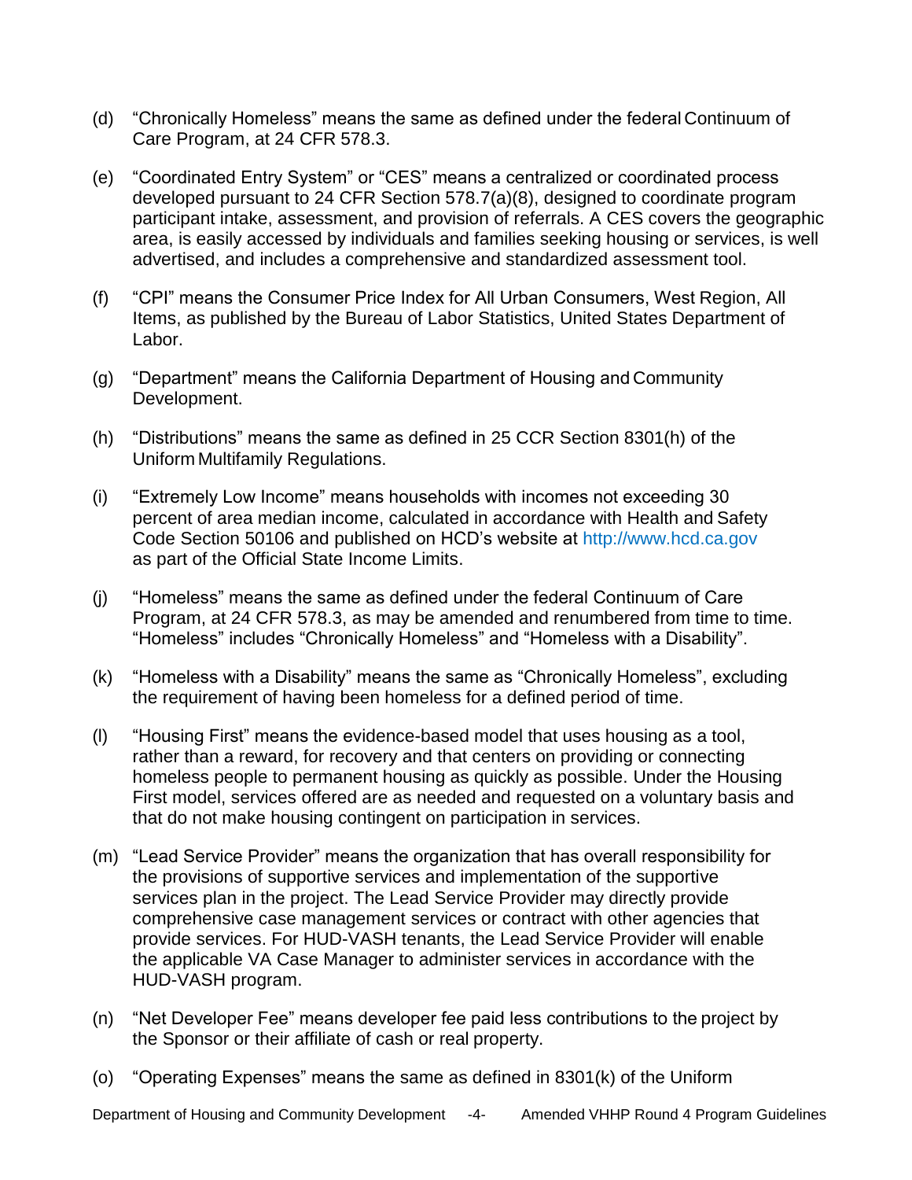(d) "Chronically Homeless" means the same as defined under the federal Continuum of Care Program, at 24 CFR 578.3.

(e) "Coordinated Entry System" or "CES" means a centralized or coordinated process developed pursuant to 24 CFR Section 578.7(a)(8), designed to coordinate program participant intake, assessment, and provision of referrals. A CES covers the geographic area, is easily accessed by individuals and families seeking housing or services, is well advertised, and includes a comprehensive and standardized assessment tool.

(f) "CPI" means the Consumer Price Index for All Urban Consumers, West Region, All Items, as published by the Bureau of Labor Statistics, United States Department of Labor.

(g) "Department" means the California Department of Housing and Community Development.

(h) "Distributions" means the same as defined in 25 CCR Section 8301(h) of the Uniform Multifamily Regulations.

(i) "Extremely Low Income" means households with incomes not exceeding 30 percent of area median income, calculated in accordance with Health and Safety Code Section 50106 and published on HCD's website at http://www.hcd.ca.gov as part of the Official State Income Limits.

(j) "Homeless" means the same as defined under the federal Continuum of Care Program, at 24 CFR 578.3, as may be amended and renumbered from time to time. "Homeless" includes "Chronically Homeless" and "Homeless with a Disability".

(k) "Homeless with a Disability" means the same as "Chronically Homeless", excluding the requirement of having been homeless for a defined period of time.

(l) "Housing First" means the evidence-based model that uses housing as a tool, rather than a reward, for recovery and that centers on providing or connecting homeless people to permanent housing as quickly as possible. Under the Housing First model, services offered are as needed and requested on a voluntary basis and that do not make housing contingent on participation in services.

(m) "Lead Service Provider" means the organization that has overall responsibility for the provisions of supportive services and implementation of the supportive services plan in the project. The Lead Service Provider may directly provide comprehensive case management services or contract with other agencies that provide services. For HUD-VASH tenants, the Lead Service Provider will enable the applicable VA Case Manager to administer services in accordance with the HUD-VASH program.

(n) "Net Developer Fee" means developer fee paid less contributions to the project by the Sponsor or their affiliate of cash or real property.

(o) "Operating Expenses" means the same as defined in 8301(k) of the Uniform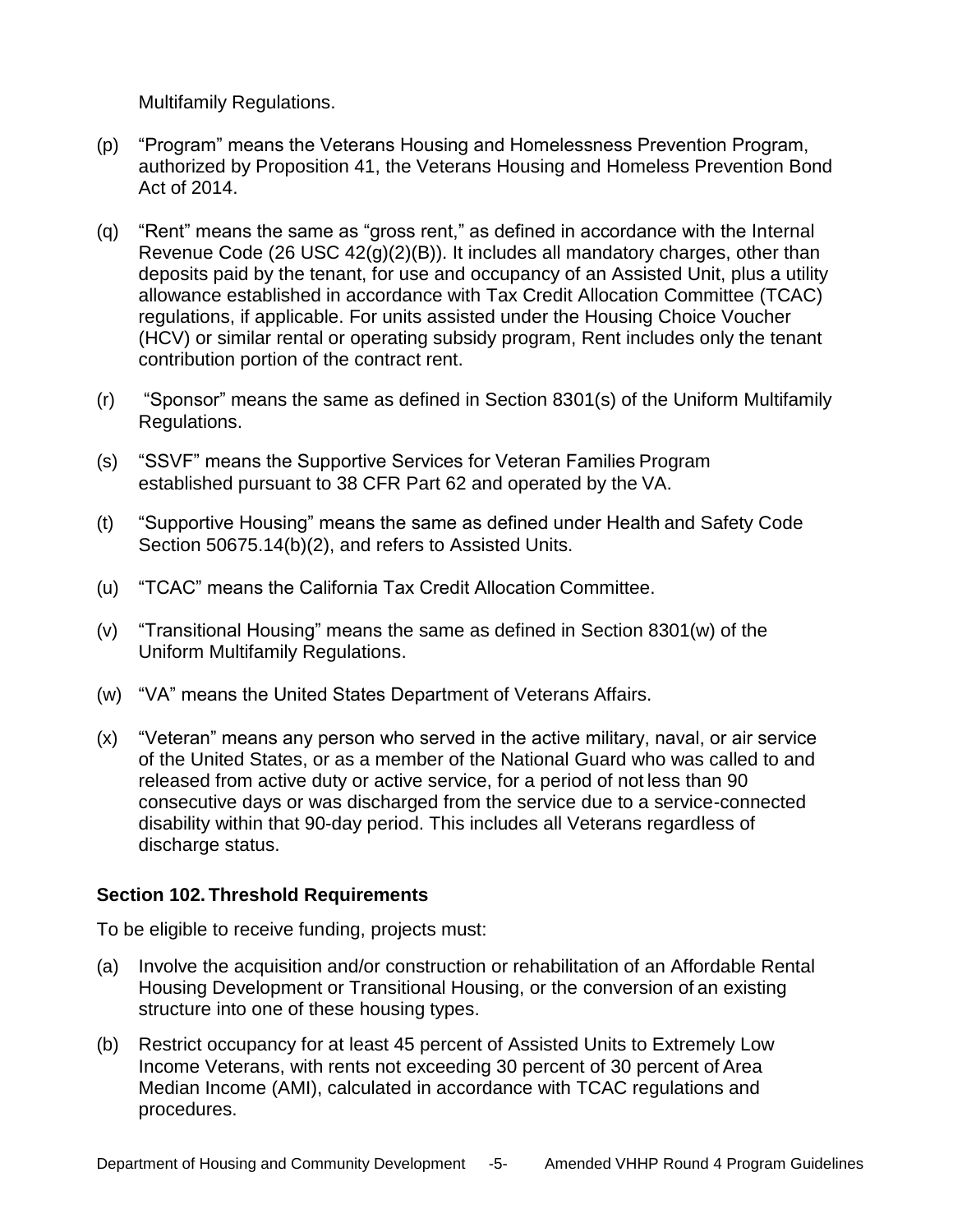Multifamily Regulations.

(p) “Program” means the Veterans Housing and Homelessness Prevention Program, authorized by Proposition 41, the Veterans Housing and Homeless Prevention Bond Act of 2014.

(q) “Rent” means the same as “gross rent,” as defined in accordance with the Internal Revenue Code (26 USC 42(g)(2)(B)). It includes all mandatory charges, other than deposits paid by the tenant, for use and occupancy of an Assisted Unit, plus a utility allowance established in accordance with Tax Credit Allocation Committee (TCAC) regulations, if applicable. For units assisted under the Housing Choice Voucher (HCV) or similar rental or operating subsidy program, Rent includes only the tenant contribution portion of the contract rent.

(r) “Sponsor” means the same as defined in Section 8301(s) of the Uniform Multifamily Regulations.

(s) “SSVF” means the Supportive Services for Veteran Families Program established pursuant to 38 CFR Part 62 and operated by the VA.

(t) “Supportive Housing” means the same as defined under Health and Safety Code Section 50675.14(b)(2), and refers to Assisted Units.

(u) “TCAC” means the California Tax Credit Allocation Committee.

(v) “Transitional Housing” means the same as defined in Section 8301(w) of the Uniform Multifamily Regulations.

(w) “VA” means the United States Department of Veterans Affairs.

(x) “Veteran” means any person who served in the active military, naval, or air service of the United States, or as a member of the National Guard who was called to and released from active duty or active service, for a period of not less than 90 consecutive days or was discharged from the service due to a service-connected disability within that 90-day period. This includes all Veterans regardless of discharge status.

### Section 102. Threshold Requirements

To be eligible to receive funding, projects must:

(a) Involve the acquisition and/or construction or rehabilitation of an Affordable Rental Housing Development or Transitional Housing, or the conversion of an existing structure into one of these housing types.

(b) Restrict occupancy for at least 45 percent of Assisted Units to Extremely Low Income Veterans, with rents not exceeding 30 percent of 30 percent of Area Median Income (AMI), calculated in accordance with TCAC regulations and procedures.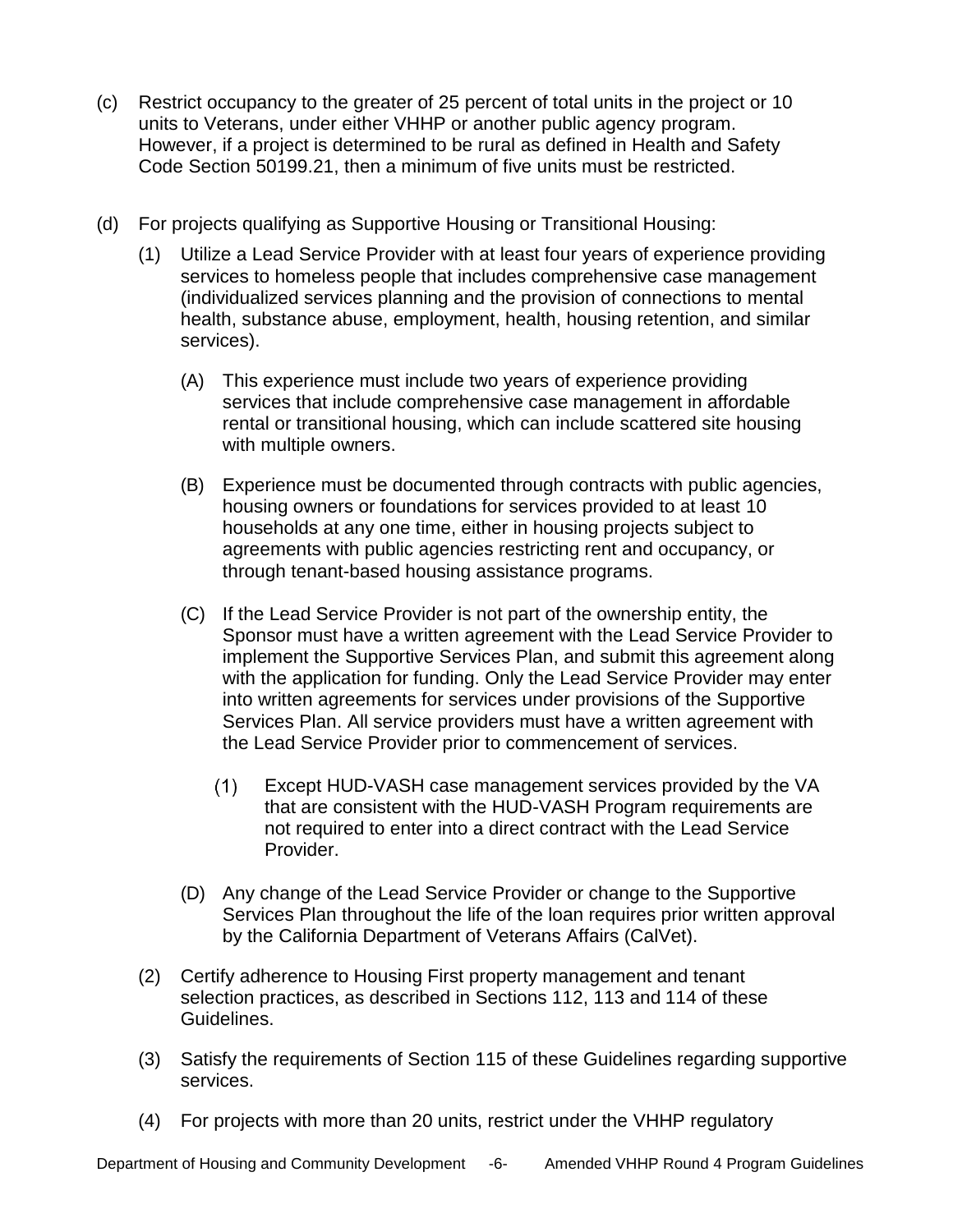(c) Restrict occupancy to the greater of 25 percent of total units in the project or 10 units to Veterans, under either VHHP or another public agency program. However, if a project is determined to be rural as defined in Health and Safety Code Section 50199.21, then a minimum of five units must be restricted.

(d) For projects qualifying as Supportive Housing or Transitional Housing:

   (1) Utilize a Lead Service Provider with at least four years of experience providing services to homeless people that includes comprehensive case management (individualized services planning and the provision of connections to mental health, substance abuse, employment, health, housing retention, and similar services).

      (A) This experience must include two years of experience providing services that include comprehensive case management in affordable rental or transitional housing, which can include scattered site housing with multiple owners.

      (B) Experience must be documented through contracts with public agencies, housing owners or foundations for services provided to at least 10 households at any one time, either in housing projects subject to agreements with public agencies restricting rent and occupancy, or through tenant-based housing assistance programs.

      (C) If the Lead Service Provider is not part of the ownership entity, the Sponsor must have a written agreement with the Lead Service Provider to implement the Supportive Services Plan, and submit this agreement along with the application for funding. Only the Lead Service Provider may enter into written agreements for services under provisions of the Supportive Services Plan. All service providers must have a written agreement with the Lead Service Provider prior to commencement of services.

         (1) Except HUD-VASH case management services provided by the VA that are consistent with the HUD-VASH Program requirements are not required to enter into a direct contract with the Lead Service Provider.

      (D) Any change of the Lead Service Provider or change to the Supportive Services Plan throughout the life of the loan requires prior written approval by the California Department of Veterans Affairs (CalVet).

   (2) Certify adherence to Housing First property management and tenant selection practices, as described in Sections 112, 113 and 114 of these Guidelines.

   (3) Satisfy the requirements of Section 115 of these Guidelines regarding supportive services.

   (4) For projects with more than 20 units, restrict under the VHHP regulatory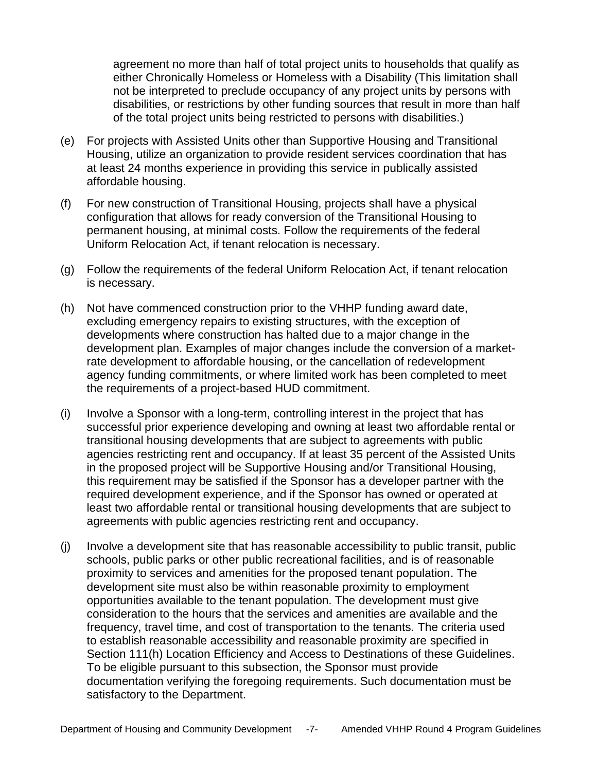agreement no more than half of total project units to households that qualify as either Chronically Homeless or Homeless with a Disability (This limitation shall not be interpreted to preclude occupancy of any project units by persons with disabilities, or restrictions by other funding sources that result in more than half of the total project units being restricted to persons with disabilities.)

(e) For projects with Assisted Units other than Supportive Housing and Transitional Housing, utilize an organization to provide resident services coordination that has at least 24 months experience in providing this service in publically assisted affordable housing.

(f) For new construction of Transitional Housing, projects shall have a physical configuration that allows for ready conversion of the Transitional Housing to permanent housing, at minimal costs. Follow the requirements of the federal Uniform Relocation Act, if tenant relocation is necessary.

(g) Follow the requirements of the federal Uniform Relocation Act, if tenant relocation is necessary.

(h) Not have commenced construction prior to the VHHP funding award date, excluding emergency repairs to existing structures, with the exception of developments where construction has halted due to a major change in the development plan. Examples of major changes include the conversion of a market-rate development to affordable housing, or the cancellation of redevelopment agency funding commitments, or where limited work has been completed to meet the requirements of a project-based HUD commitment.

(i) Involve a Sponsor with a long-term, controlling interest in the project that has successful prior experience developing and owning at least two affordable rental or transitional housing developments that are subject to agreements with public agencies restricting rent and occupancy. If at least 35 percent of the Assisted Units in the proposed project will be Supportive Housing and/or Transitional Housing, this requirement may be satisfied if the Sponsor has a developer partner with the required development experience, and if the Sponsor has owned or operated at least two affordable rental or transitional housing developments that are subject to agreements with public agencies restricting rent and occupancy.

(j) Involve a development site that has reasonable accessibility to public transit, public schools, public parks or other public recreational facilities, and is of reasonable proximity to services and amenities for the proposed tenant population. The development site must also be within reasonable proximity to employment opportunities available to the tenant population. The development must give consideration to the hours that the services and amenities are available and the frequency, travel time, and cost of transportation to the tenants. The criteria used to establish reasonable accessibility and reasonable proximity are specified in Section 111(h) Location Efficiency and Access to Destinations of these Guidelines. To be eligible pursuant to this subsection, the Sponsor must provide documentation verifying the foregoing requirements. Such documentation must be satisfactory to the Department.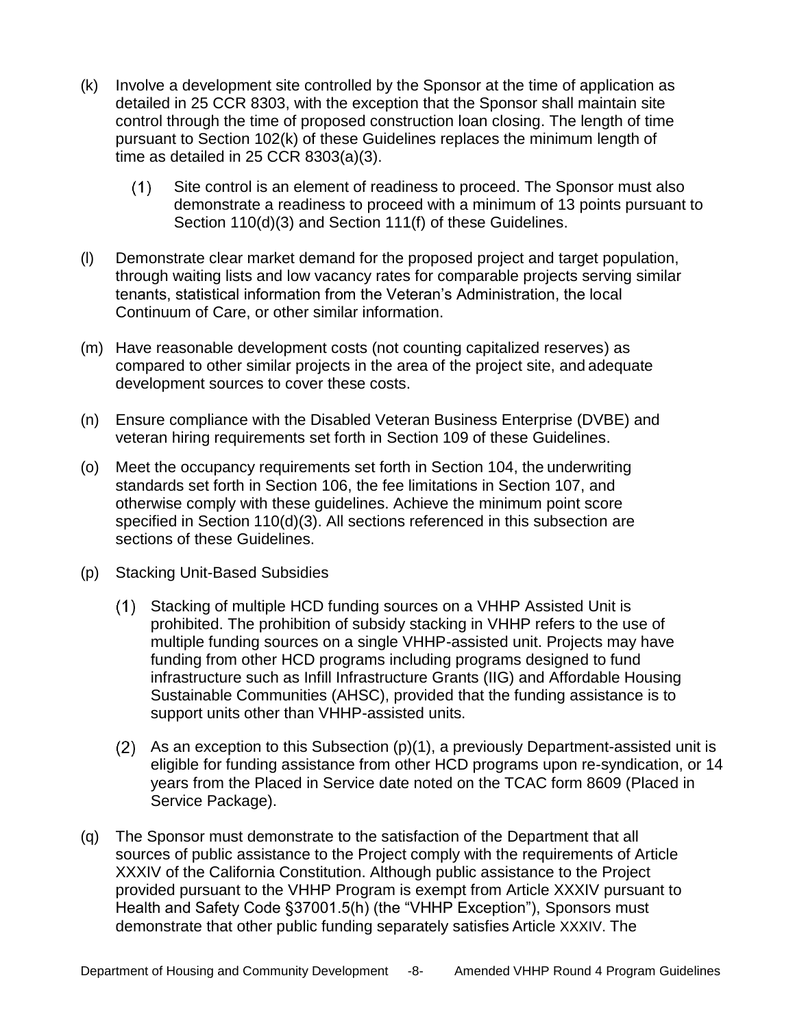(k) Involve a development site controlled by the Sponsor at the time of application as detailed in 25 CCR 8303, with the exception that the Sponsor shall maintain site control through the time of proposed construction loan closing. The length of time pursuant to Section 102(k) of these Guidelines replaces the minimum length of time as detailed in 25 CCR 8303(a)(3).

   (1) Site control is an element of readiness to proceed. The Sponsor must also demonstrate a readiness to proceed with a minimum of 13 points pursuant to Section 110(d)(3) and Section 111(f) of these Guidelines.

(l) Demonstrate clear market demand for the proposed project and target population, through waiting lists and low vacancy rates for comparable projects serving similar tenants, statistical information from the Veteran's Administration, the local Continuum of Care, or other similar information.

(m) Have reasonable development costs (not counting capitalized reserves) as compared to other similar projects in the area of the project site, and adequate development sources to cover these costs.

(n) Ensure compliance with the Disabled Veteran Business Enterprise (DVBE) and veteran hiring requirements set forth in Section 109 of these Guidelines.

(o) Meet the occupancy requirements set forth in Section 104, the underwriting standards set forth in Section 106, the fee limitations in Section 107, and otherwise comply with these guidelines. Achieve the minimum point score specified in Section 110(d)(3). All sections referenced in this subsection are sections of these Guidelines.

(p) Stacking Unit-Based Subsidies

   (1) Stacking of multiple HCD funding sources on a VHHP Assisted Unit is prohibited. The prohibition of subsidy stacking in VHHP refers to the use of multiple funding sources on a single VHHP-assisted unit. Projects may have funding from other HCD programs including programs designed to fund infrastructure such as Infill Infrastructure Grants (IIG) and Affordable Housing Sustainable Communities (AHSC), provided that the funding assistance is to support units other than VHHP-assisted units.

   (2) As an exception to this Subsection (p)(1), a previously Department-assisted unit is eligible for funding assistance from other HCD programs upon re-syndication, or 14 years from the Placed in Service date noted on the TCAC form 8609 (Placed in Service Package).

(q) The Sponsor must demonstrate to the satisfaction of the Department that all sources of public assistance to the Project comply with the requirements of Article XXXIV of the California Constitution. Although public assistance to the Project provided pursuant to the VHHP Program is exempt from Article XXXIV pursuant to Health and Safety Code §37001.5(h) (the "VHHP Exception"), Sponsors must demonstrate that other public funding separately satisfies Article XXXIV. The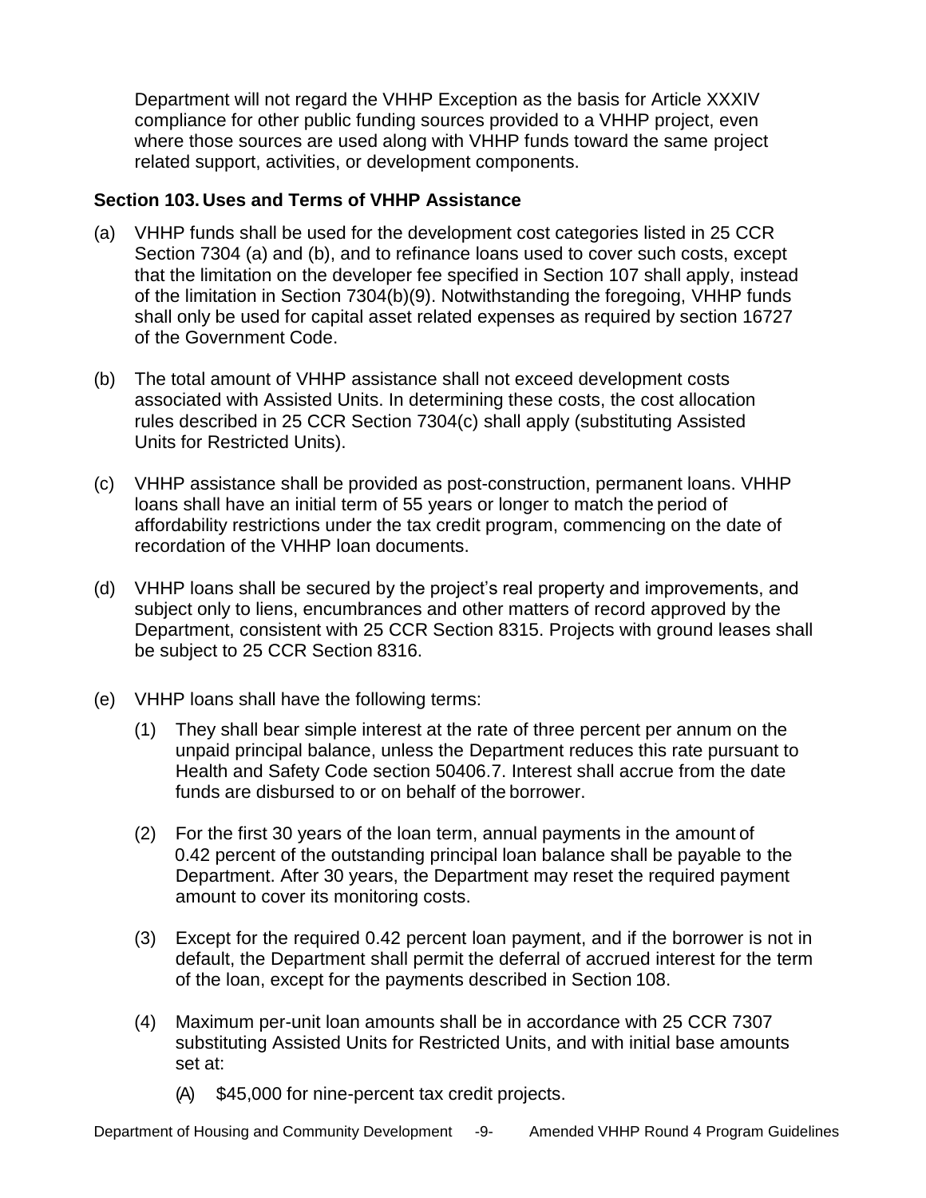Department will not regard the VHHP Exception as the basis for Article XXXIV compliance for other public funding sources provided to a VHHP project, even where those sources are used along with VHHP funds toward the same project related support, activities, or development components.

### Section 103. Uses and Terms of VHHP Assistance

(a) VHHP funds shall be used for the development cost categories listed in 25 CCR Section 7304 (a) and (b), and to refinance loans used to cover such costs, except that the limitation on the developer fee specified in Section 107 shall apply, instead of the limitation in Section 7304(b)(9). Notwithstanding the foregoing, VHHP funds shall only be used for capital asset related expenses as required by section 16727 of the Government Code.

(b) The total amount of VHHP assistance shall not exceed development costs associated with Assisted Units. In determining these costs, the cost allocation rules described in 25 CCR Section 7304(c) shall apply (substituting Assisted Units for Restricted Units).

(c) VHHP assistance shall be provided as post-construction, permanent loans. VHHP loans shall have an initial term of 55 years or longer to match the period of affordability restrictions under the tax credit program, commencing on the date of recordation of the VHHP loan documents.

(d) VHHP loans shall be secured by the project's real property and improvements, and subject only to liens, encumbrances and other matters of record approved by the Department, consistent with 25 CCR Section 8315. Projects with ground leases shall be subject to 25 CCR Section 8316.

(e) VHHP loans shall have the following terms:

   (1) They shall bear simple interest at the rate of three percent per annum on the unpaid principal balance, unless the Department reduces this rate pursuant to Health and Safety Code section 50406.7. Interest shall accrue from the date funds are disbursed to or on behalf of the borrower.

   (2) For the first 30 years of the loan term, annual payments in the amount of 0.42 percent of the outstanding principal loan balance shall be payable to the Department. After 30 years, the Department may reset the required payment amount to cover its monitoring costs.

   (3) Except for the required 0.42 percent loan payment, and if the borrower is not in default, the Department shall permit the deferral of accrued interest for the term of the loan, except for the payments described in Section 108.

   (4) Maximum per-unit loan amounts shall be in accordance with 25 CCR 7307 substituting Assisted Units for Restricted Units, and with initial base amounts set at:

      (A) $45,000 for nine-percent tax credit projects.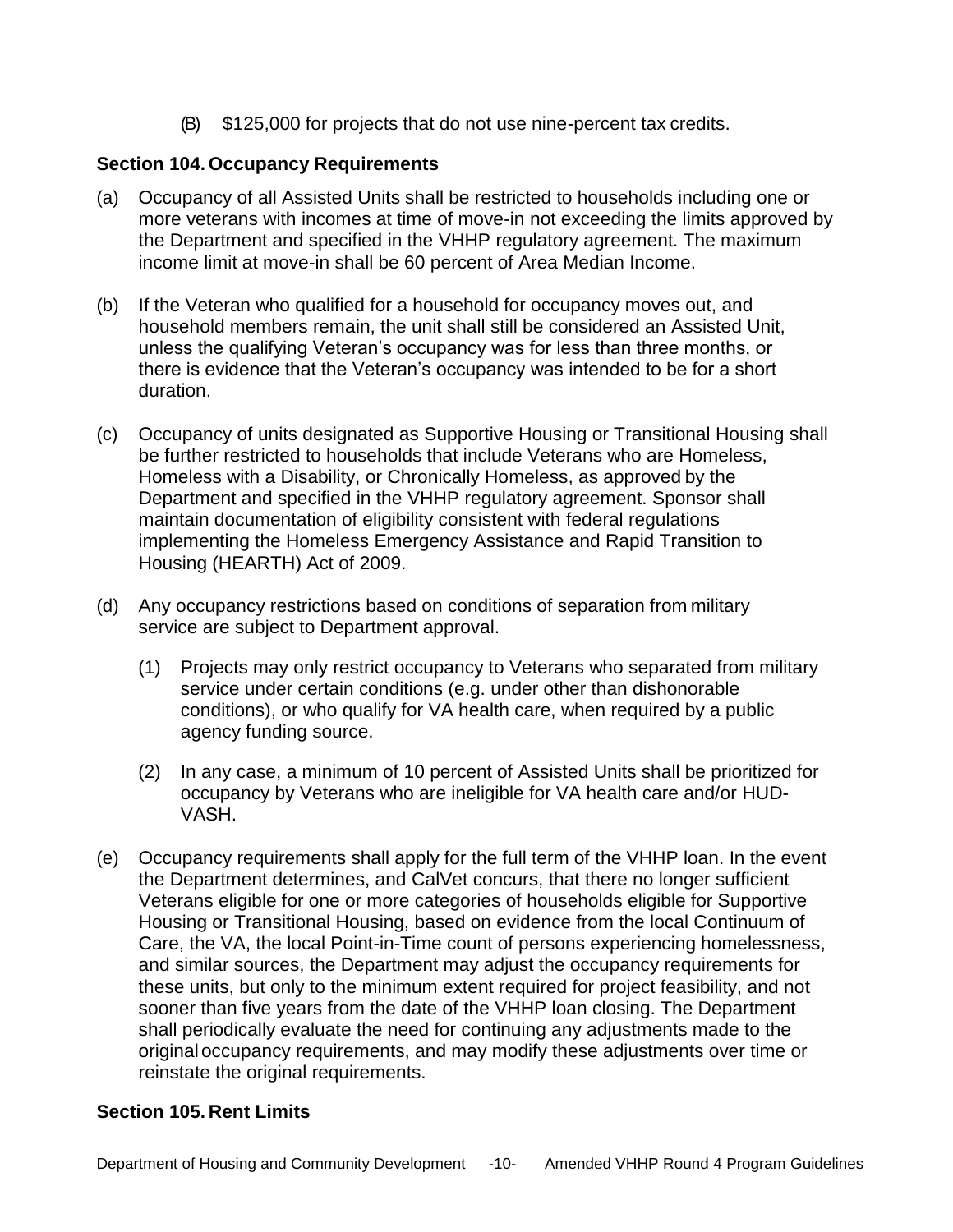(B) $125,000 for projects that do not use nine-percent tax credits.

**Section 104. Occupancy Requirements**

(a) Occupancy of all Assisted Units shall be restricted to households including one or more veterans with incomes at time of move-in not exceeding the limits approved by the Department and specified in the VHHP regulatory agreement. The maximum income limit at move-in shall be 60 percent of Area Median Income.

(b) If the Veteran who qualified for a household for occupancy moves out, and household members remain, the unit shall still be considered an Assisted Unit, unless the qualifying Veteran's occupancy was for less than three months, or there is evidence that the Veteran's occupancy was intended to be for a short duration.

(c) Occupancy of units designated as Supportive Housing or Transitional Housing shall be further restricted to households that include Veterans who are Homeless, Homeless with a Disability, or Chronically Homeless, as approved by the Department and specified in the VHHP regulatory agreement. Sponsor shall maintain documentation of eligibility consistent with federal regulations implementing the Homeless Emergency Assistance and Rapid Transition to Housing (HEARTH) Act of 2009.

(d) Any occupancy restrictions based on conditions of separation from military service are subject to Department approval.

   (1) Projects may only restrict occupancy to Veterans who separated from military service under certain conditions (e.g. under other than dishonorable conditions), or who qualify for VA health care, when required by a public agency funding source.

   (2) In any case, a minimum of 10 percent of Assisted Units shall be prioritized for occupancy by Veterans who are ineligible for VA health care and/or HUD-VASH.

(e) Occupancy requirements shall apply for the full term of the VHHP loan. In the event the Department determines, and CalVet concurs, that there no longer sufficient Veterans eligible for one or more categories of households eligible for Supportive Housing or Transitional Housing, based on evidence from the local Continuum of Care, the VA, the local Point-in-Time count of persons experiencing homelessness, and similar sources, the Department may adjust the occupancy requirements for these units, but only to the minimum extent required for project feasibility, and not sooner than five years from the date of the VHHP loan closing. The Department shall periodically evaluate the need for continuing any adjustments made to the original occupancy requirements, and may modify these adjustments over time or reinstate the original requirements.

**Section 105. Rent Limits**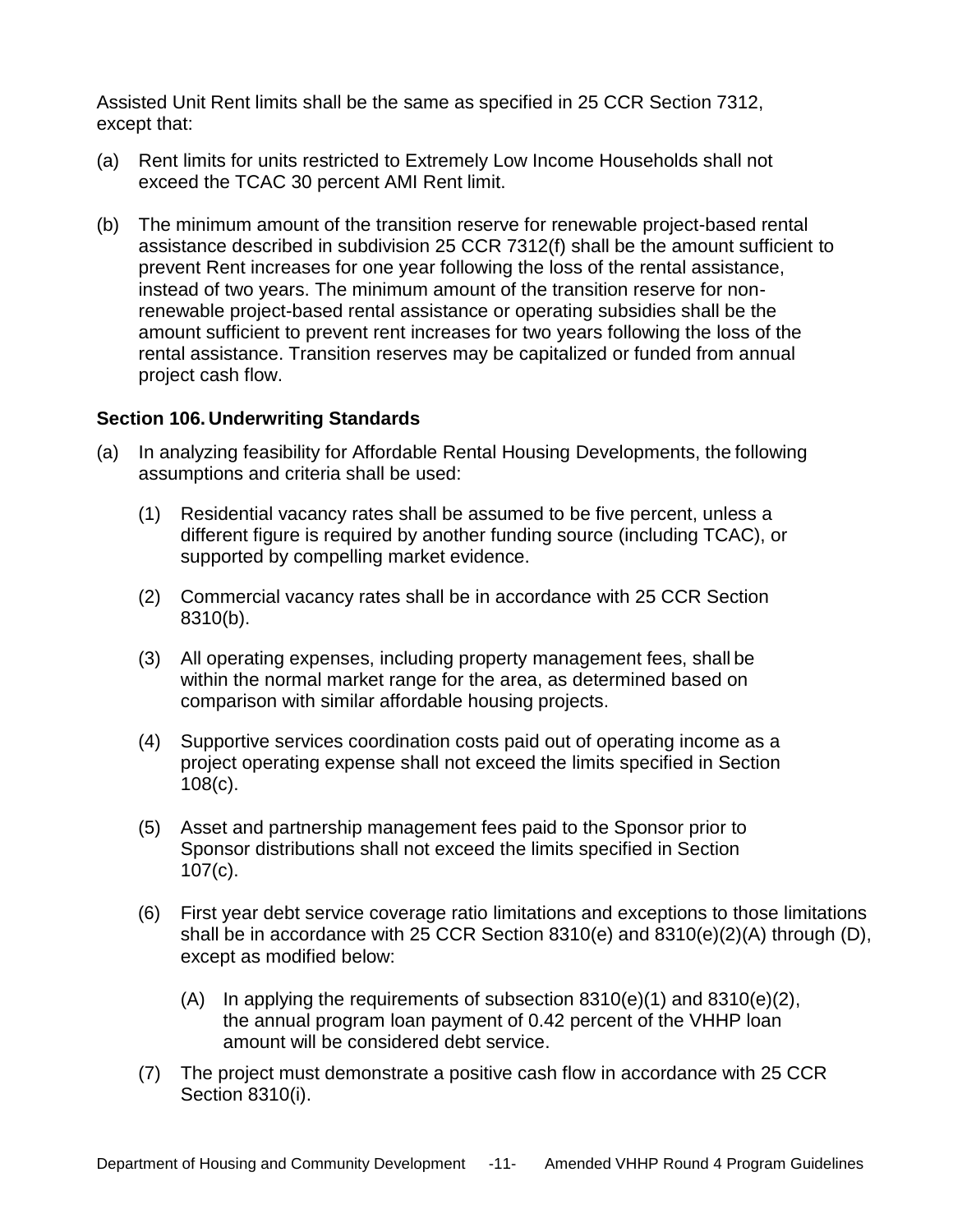Assisted Unit Rent limits shall be the same as specified in 25 CCR Section 7312, except that:

(a) Rent limits for units restricted to Extremely Low Income Households shall not exceed the TCAC 30 percent AMI Rent limit.

(b) The minimum amount of the transition reserve for renewable project-based rental assistance described in subdivision 25 CCR 7312(f) shall be the amount sufficient to prevent Rent increases for one year following the loss of the rental assistance, instead of two years. The minimum amount of the transition reserve for non-renewable project-based rental assistance or operating subsidies shall be the amount sufficient to prevent rent increases for two years following the loss of the rental assistance. Transition reserves may be capitalized or funded from annual project cash flow.

### Section 106. Underwriting Standards

(a) In analyzing feasibility for Affordable Rental Housing Developments, the following assumptions and criteria shall be used:

   (1) Residential vacancy rates shall be assumed to be five percent, unless a different figure is required by another funding source (including TCAC), or supported by compelling market evidence.

   (2) Commercial vacancy rates shall be in accordance with 25 CCR Section 8310(b).

   (3) All operating expenses, including property management fees, shall be within the normal market range for the area, as determined based on comparison with similar affordable housing projects.

   (4) Supportive services coordination costs paid out of operating income as a project operating expense shall not exceed the limits specified in Section 108(c).

   (5) Asset and partnership management fees paid to the Sponsor prior to Sponsor distributions shall not exceed the limits specified in Section 107(c).

   (6) First year debt service coverage ratio limitations and exceptions to those limitations shall be in accordance with 25 CCR Section 8310(e) and 8310(e)(2)(A) through (D), except as modified below:

      (A) In applying the requirements of subsection 8310(e)(1) and 8310(e)(2), the annual program loan payment of 0.42 percent of the VHHP loan amount will be considered debt service.

   (7) The project must demonstrate a positive cash flow in accordance with 25 CCR Section 8310(i).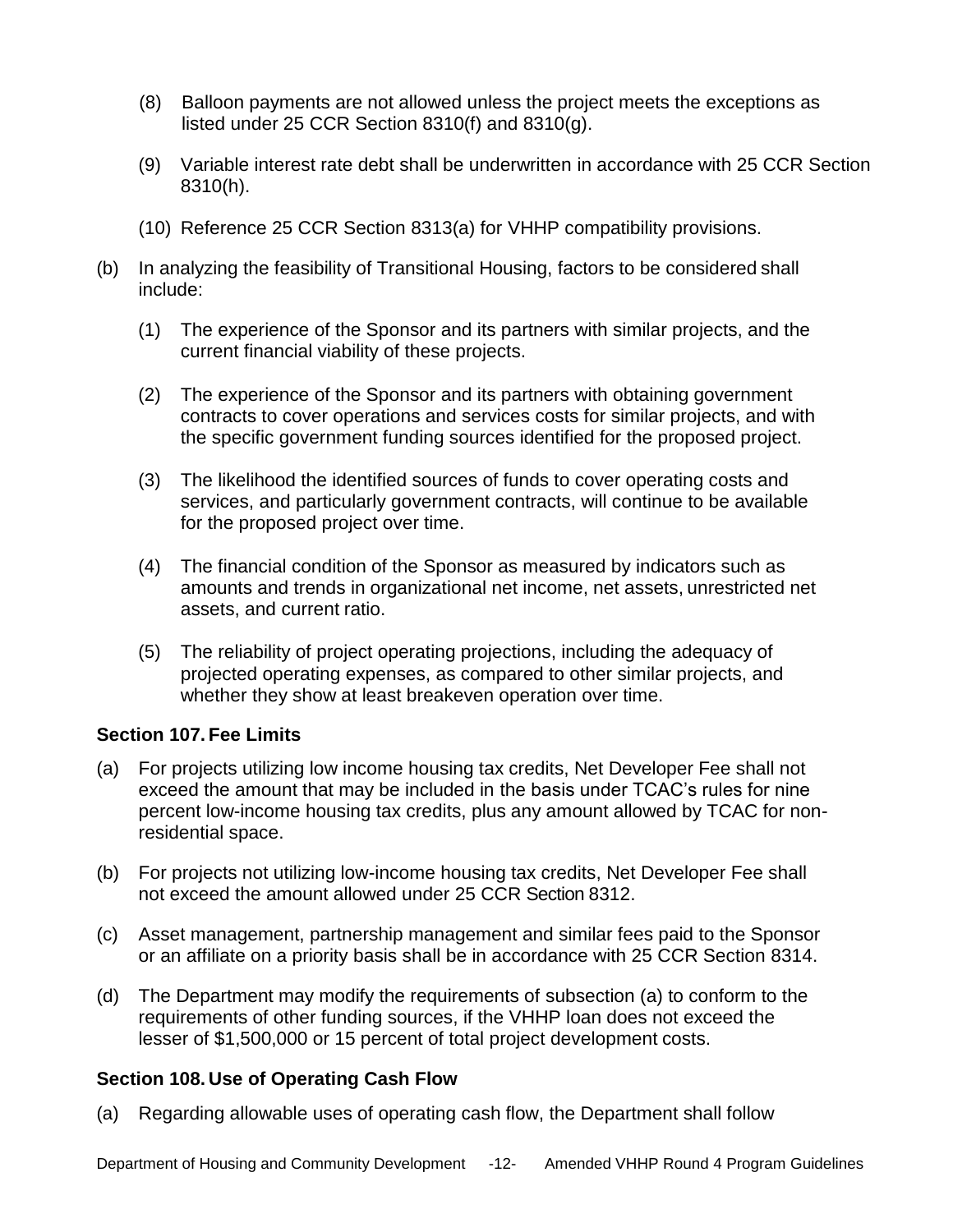(8) Balloon payments are not allowed unless the project meets the exceptions as listed under 25 CCR Section 8310(f) and 8310(g).

(9) Variable interest rate debt shall be underwritten in accordance with 25 CCR Section 8310(h).

(10) Reference 25 CCR Section 8313(a) for VHHP compatibility provisions.

(b) In analyzing the feasibility of Transitional Housing, factors to be considered shall include:

(1) The experience of the Sponsor and its partners with similar projects, and the current financial viability of these projects.

(2) The experience of the Sponsor and its partners with obtaining government contracts to cover operations and services costs for similar projects, and with the specific government funding sources identified for the proposed project.

(3) The likelihood the identified sources of funds to cover operating costs and services, and particularly government contracts, will continue to be available for the proposed project over time.

(4) The financial condition of the Sponsor as measured by indicators such as amounts and trends in organizational net income, net assets, unrestricted net assets, and current ratio.

(5) The reliability of project operating projections, including the adequacy of projected operating expenses, as compared to other similar projects, and whether they show at least breakeven operation over time.

**Section 107. Fee Limits**

(a) For projects utilizing low income housing tax credits, Net Developer Fee shall not exceed the amount that may be included in the basis under TCAC's rules for nine percent low-income housing tax credits, plus any amount allowed by TCAC for non-residential space.

(b) For projects not utilizing low-income housing tax credits, Net Developer Fee shall not exceed the amount allowed under 25 CCR Section 8312.

(c) Asset management, partnership management and similar fees paid to the Sponsor or an affiliate on a priority basis shall be in accordance with 25 CCR Section 8314.

(d) The Department may modify the requirements of subsection (a) to conform to the requirements of other funding sources, if the VHHP loan does not exceed the lesser of $1,500,000 or 15 percent of total project development costs.

**Section 108. Use of Operating Cash Flow**

(a) Regarding allowable uses of operating cash flow, the Department shall follow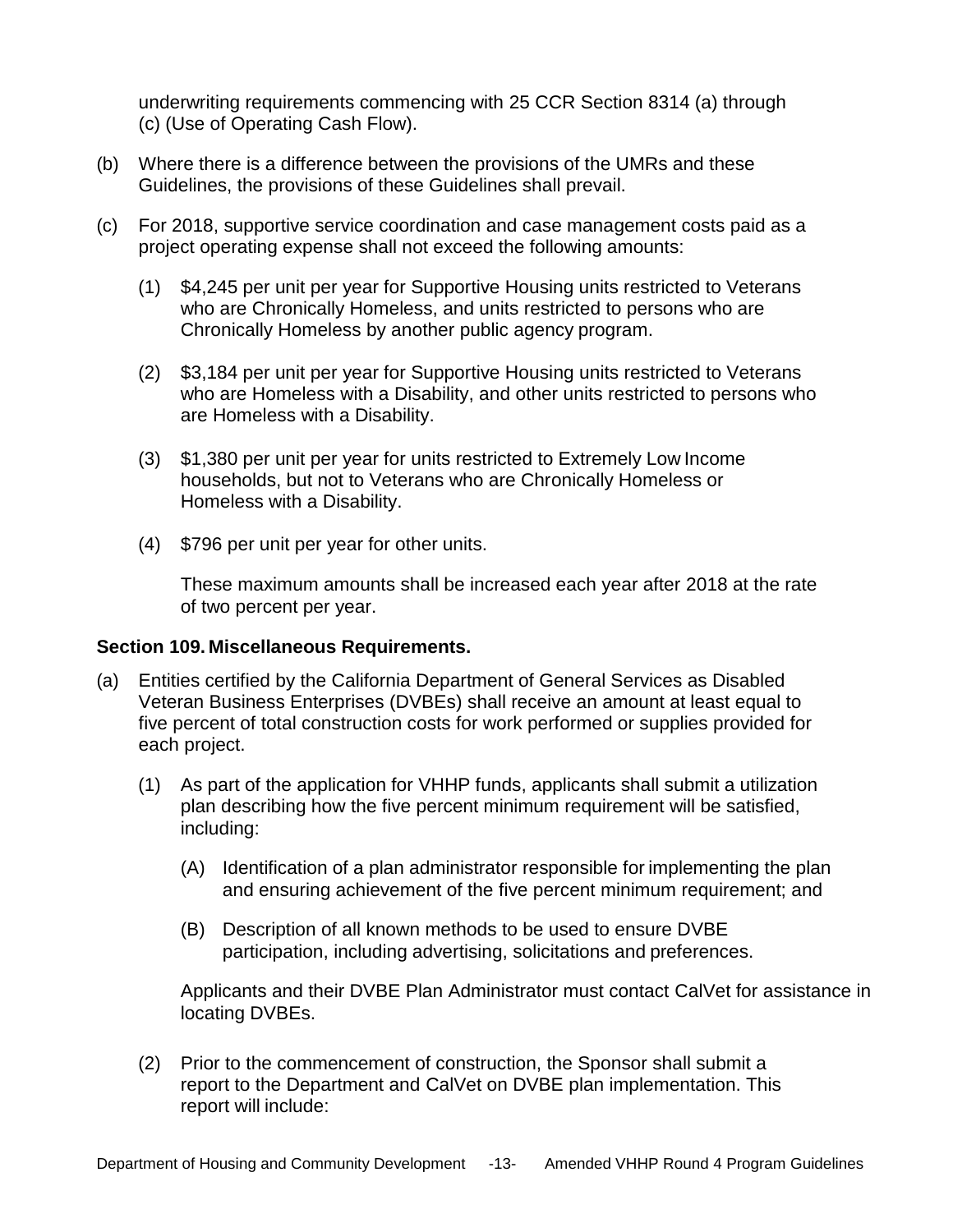underwriting requirements commencing with 25 CCR Section 8314 (a) through (c) (Use of Operating Cash Flow).

(b) Where there is a difference between the provisions of the UMRs and these Guidelines, the provisions of these Guidelines shall prevail.

(c) For 2018, supportive service coordination and case management costs paid as a project operating expense shall not exceed the following amounts:

(1) $4,245 per unit per year for Supportive Housing units restricted to Veterans who are Chronically Homeless, and units restricted to persons who are Chronically Homeless by another public agency program.

(2) $3,184 per unit per year for Supportive Housing units restricted to Veterans who are Homeless with a Disability, and other units restricted to persons who are Homeless with a Disability.

(3) $1,380 per unit per year for units restricted to Extremely Low Income households, but not to Veterans who are Chronically Homeless or Homeless with a Disability.

(4) $796 per unit per year for other units.

These maximum amounts shall be increased each year after 2018 at the rate of two percent per year.

**Section 109. Miscellaneous Requirements.**

(a) Entities certified by the California Department of General Services as Disabled Veteran Business Enterprises (DVBEs) shall receive an amount at least equal to five percent of total construction costs for work performed or supplies provided for each project.

(1) As part of the application for VHHP funds, applicants shall submit a utilization plan describing how the five percent minimum requirement will be satisfied, including:

(A) Identification of a plan administrator responsible for implementing the plan and ensuring achievement of the five percent minimum requirement; and

(B) Description of all known methods to be used to ensure DVBE participation, including advertising, solicitations and preferences.

Applicants and their DVBE Plan Administrator must contact CalVet for assistance in locating DVBEs.

(2) Prior to the commencement of construction, the Sponsor shall submit a report to the Department and CalVet on DVBE plan implementation. This report will include: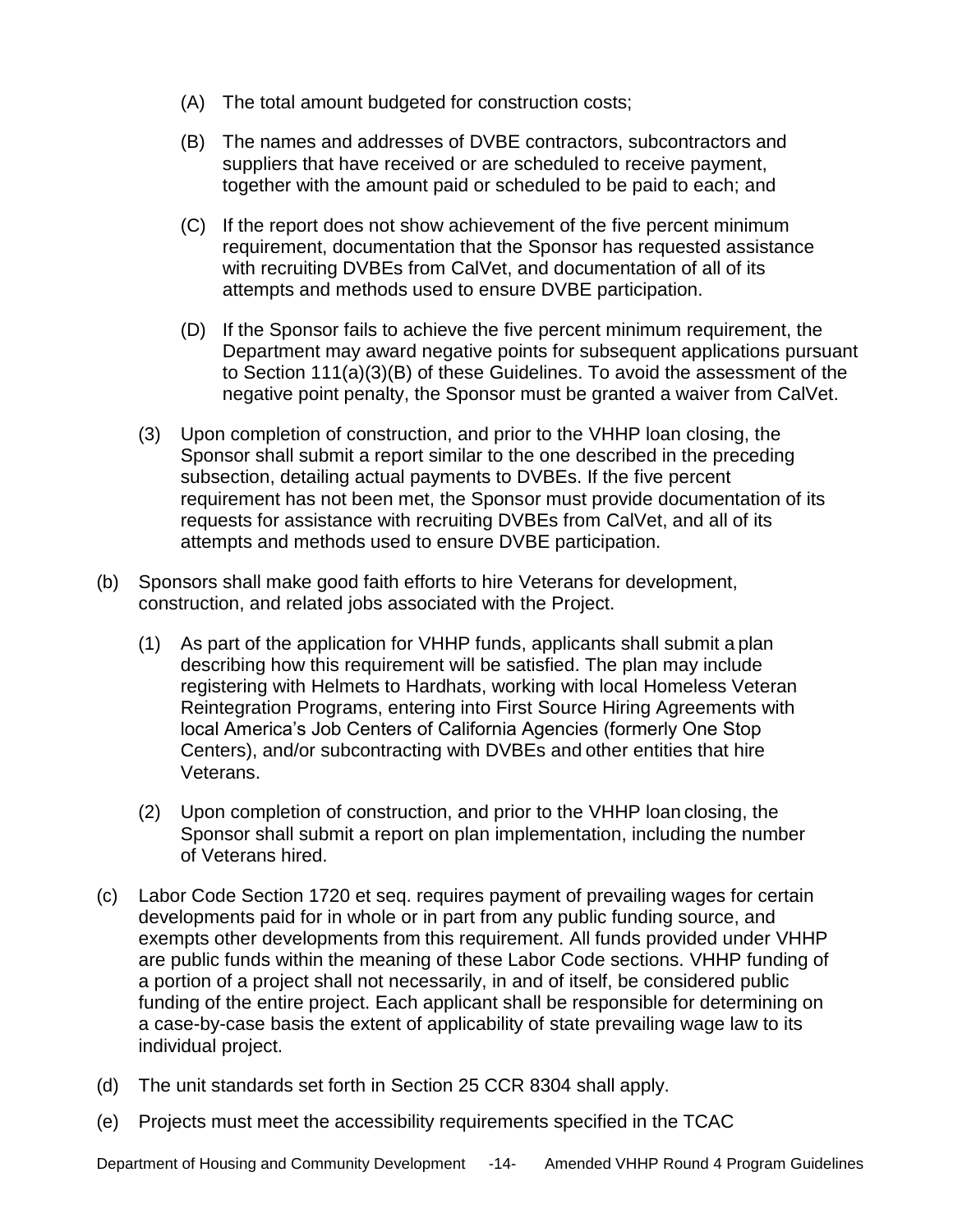(A) The total amount budgeted for construction costs;

(B) The names and addresses of DVBE contractors, subcontractors and suppliers that have received or are scheduled to receive payment, together with the amount paid or scheduled to be paid to each; and

(C) If the report does not show achievement of the five percent minimum requirement, documentation that the Sponsor has requested assistance with recruiting DVBEs from CalVet, and documentation of all of its attempts and methods used to ensure DVBE participation.

(D) If the Sponsor fails to achieve the five percent minimum requirement, the Department may award negative points for subsequent applications pursuant to Section 111(a)(3)(B) of these Guidelines. To avoid the assessment of the negative point penalty, the Sponsor must be granted a waiver from CalVet.

(3) Upon completion of construction, and prior to the VHHP loan closing, the Sponsor shall submit a report similar to the one described in the preceding subsection, detailing actual payments to DVBEs. If the five percent requirement has not been met, the Sponsor must provide documentation of its requests for assistance with recruiting DVBEs from CalVet, and all of its attempts and methods used to ensure DVBE participation.

(b) Sponsors shall make good faith efforts to hire Veterans for development, construction, and related jobs associated with the Project.

(1) As part of the application for VHHP funds, applicants shall submit a plan describing how this requirement will be satisfied. The plan may include registering with Helmets to Hardhats, working with local Homeless Veteran Reintegration Programs, entering into First Source Hiring Agreements with local America's Job Centers of California Agencies (formerly One Stop Centers), and/or subcontracting with DVBEs and other entities that hire Veterans.

(2) Upon completion of construction, and prior to the VHHP loan closing, the Sponsor shall submit a report on plan implementation, including the number of Veterans hired.

(c) Labor Code Section 1720 et seq. requires payment of prevailing wages for certain developments paid for in whole or in part from any public funding source, and exempts other developments from this requirement. All funds provided under VHHP are public funds within the meaning of these Labor Code sections. VHHP funding of a portion of a project shall not necessarily, in and of itself, be considered public funding of the entire project. Each applicant shall be responsible for determining on a case-by-case basis the extent of applicability of state prevailing wage law to its individual project.

(d) The unit standards set forth in Section 25 CCR 8304 shall apply.

(e) Projects must meet the accessibility requirements specified in the TCAC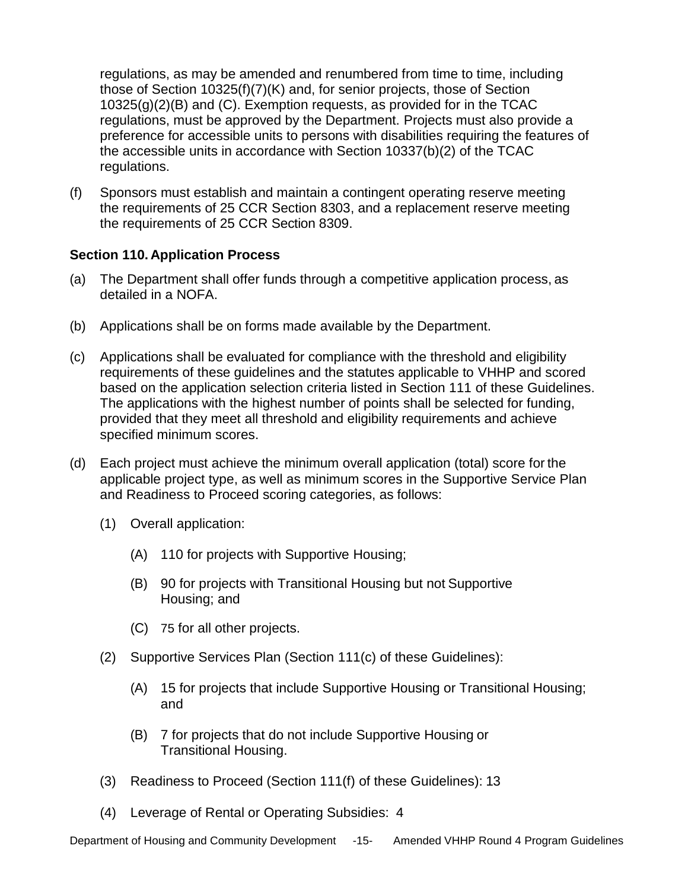regulations, as may be amended and renumbered from time to time, including those of Section 10325(f)(7)(K) and, for senior projects, those of Section 10325(g)(2)(B) and (C). Exemption requests, as provided for in the TCAC regulations, must be approved by the Department. Projects must also provide a preference for accessible units to persons with disabilities requiring the features of the accessible units in accordance with Section 10337(b)(2) of the TCAC regulations.

(f) Sponsors must establish and maintain a contingent operating reserve meeting the requirements of 25 CCR Section 8303, and a replacement reserve meeting the requirements of 25 CCR Section 8309.

**Section 110. Application Process**

(a) The Department shall offer funds through a competitive application process, as detailed in a NOFA.

(b) Applications shall be on forms made available by the Department.

(c) Applications shall be evaluated for compliance with the threshold and eligibility requirements of these guidelines and the statutes applicable to VHHP and scored based on the application selection criteria listed in Section 111 of these Guidelines. The applications with the highest number of points shall be selected for funding, provided that they meet all threshold and eligibility requirements and achieve specified minimum scores.

(d) Each project must achieve the minimum overall application (total) score for the applicable project type, as well as minimum scores in the Supportive Service Plan and Readiness to Proceed scoring categories, as follows:

(1) Overall application:

(A) 110 for projects with Supportive Housing;

(B) 90 for projects with Transitional Housing but not Supportive Housing; and

(C) 75 for all other projects.

(2) Supportive Services Plan (Section 111(c) of these Guidelines):

(A) 15 for projects that include Supportive Housing or Transitional Housing; and

(B) 7 for projects that do not include Supportive Housing or Transitional Housing.

(3) Readiness to Proceed (Section 111(f) of these Guidelines): 13

(4) Leverage of Rental or Operating Subsidies: 4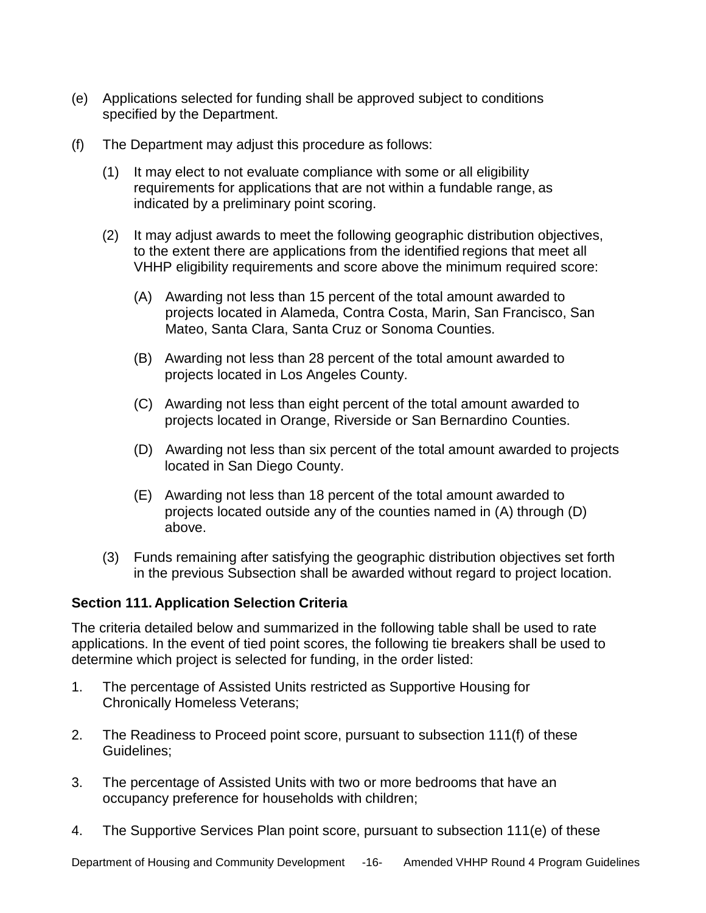(e) Applications selected for funding shall be approved subject to conditions specified by the Department.

(f) The Department may adjust this procedure as follows:

  (1) It may elect to not evaluate compliance with some or all eligibility requirements for applications that are not within a fundable range, as indicated by a preliminary point scoring.

  (2) It may adjust awards to meet the following geographic distribution objectives, to the extent there are applications from the identified regions that meet all VHHP eligibility requirements and score above the minimum required score:

    (A) Awarding not less than 15 percent of the total amount awarded to projects located in Alameda, Contra Costa, Marin, San Francisco, San Mateo, Santa Clara, Santa Cruz or Sonoma Counties.

    (B) Awarding not less than 28 percent of the total amount awarded to projects located in Los Angeles County.

    (C) Awarding not less than eight percent of the total amount awarded to projects located in Orange, Riverside or San Bernardino Counties.

    (D) Awarding not less than six percent of the total amount awarded to projects located in San Diego County.

    (E) Awarding not less than 18 percent of the total amount awarded to projects located outside any of the counties named in (A) through (D) above.

  (3) Funds remaining after satisfying the geographic distribution objectives set forth in the previous Subsection shall be awarded without regard to project location.

**Section 111. Application Selection Criteria**

The criteria detailed below and summarized in the following table shall be used to rate applications. In the event of tied point scores, the following tie breakers shall be used to determine which project is selected for funding, in the order listed:

1. The percentage of Assisted Units restricted as Supportive Housing for Chronically Homeless Veterans;

2. The Readiness to Proceed point score, pursuant to subsection 111(f) of these Guidelines;

3. The percentage of Assisted Units with two or more bedrooms that have an occupancy preference for households with children;

4. The Supportive Services Plan point score, pursuant to subsection 111(e) of these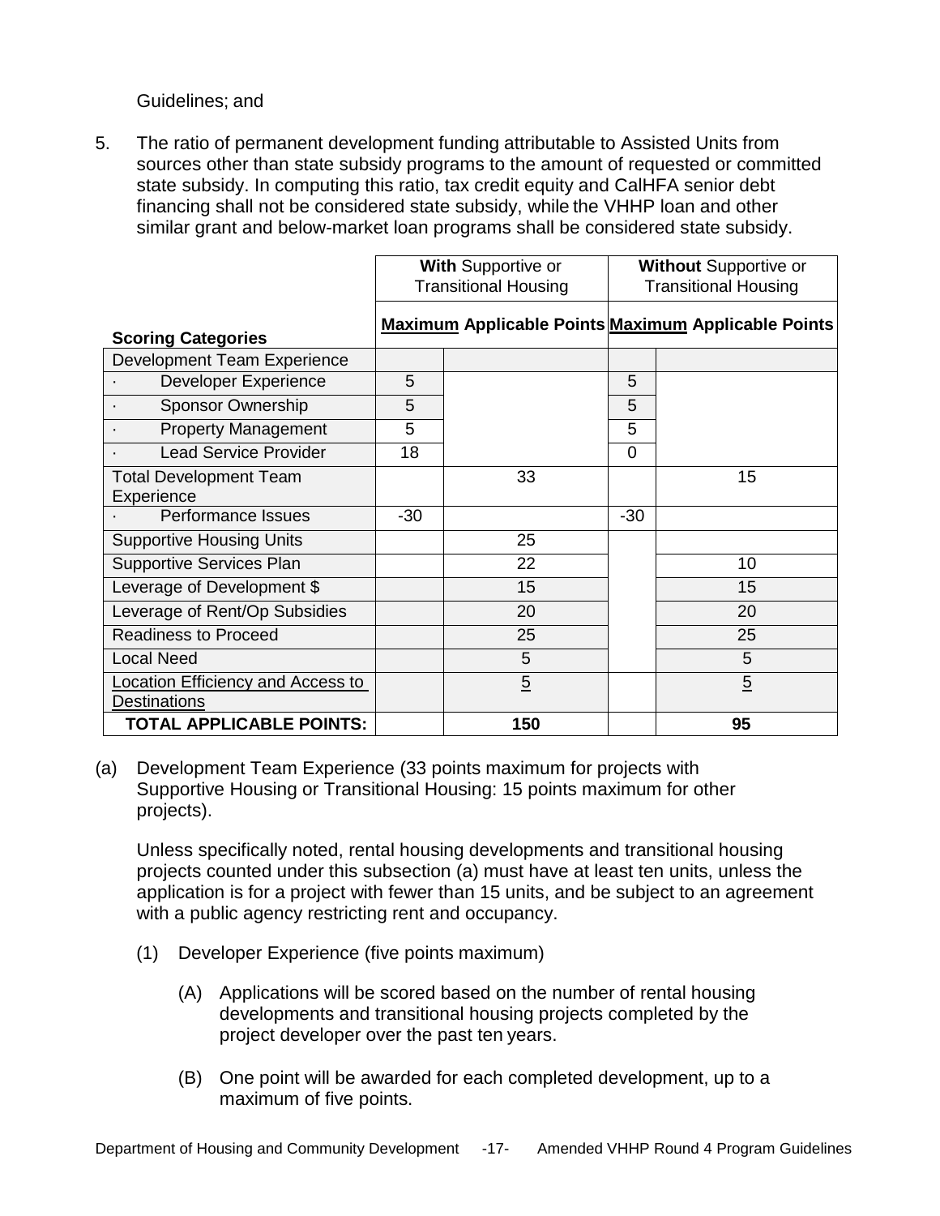Guidelines; and

5. The ratio of permanent development funding attributable to Assisted Units from sources other than state subsidy programs to the amount of requested or committed state subsidy. In computing this ratio, tax credit equity and CalHFA senior debt financing shall not be considered state subsidy, while the VHHP loan and other similar grant and below-market loan programs shall be considered state subsidy.

| Scoring Categories | **With** Supportive or Transitional Housing | | **Without** Supportive or Transitional Housing | |
|---|---|---|---|---|
| | **Maximum Applicable Points** | | **Maximum Applicable Points** | |
| Development Team Experience | | | | |
| · Developer Experience | 5 | | 5 | |
| · Sponsor Ownership | 5 | | 5 | |
| · Property Management | 5 | | 5 | |
| · Lead Service Provider | 18 | | 0 | |
| Total Development Team Experience | | 33 | | 15 |
| · Performance Issues | -30 | | -30 | |
| Supportive Housing Units | | 25 | | |
| Supportive Services Plan | | 22 | | 10 |
| Leverage of Development $ | | 15 | | 15 |
| Leverage of Rent/Op Subsidies | | 20 | | 20 |
| Readiness to Proceed | | 25 | | 25 |
| Local Need | | 5 | | 5 |
| Location Efficiency and Access to Destinations | | 5 | | 5 |
| **TOTAL APPLICABLE POINTS:** | | **150** | | **95** |

(a) Development Team Experience (33 points maximum for projects with Supportive Housing or Transitional Housing: 15 points maximum for other projects).

Unless specifically noted, rental housing developments and transitional housing projects counted under this subsection (a) must have at least ten units, unless the application is for a project with fewer than 15 units, and be subject to an agreement with a public agency restricting rent and occupancy.

(1) Developer Experience (five points maximum)

(A) Applications will be scored based on the number of rental housing developments and transitional housing projects completed by the project developer over the past ten years.

(B) One point will be awarded for each completed development, up to a maximum of five points.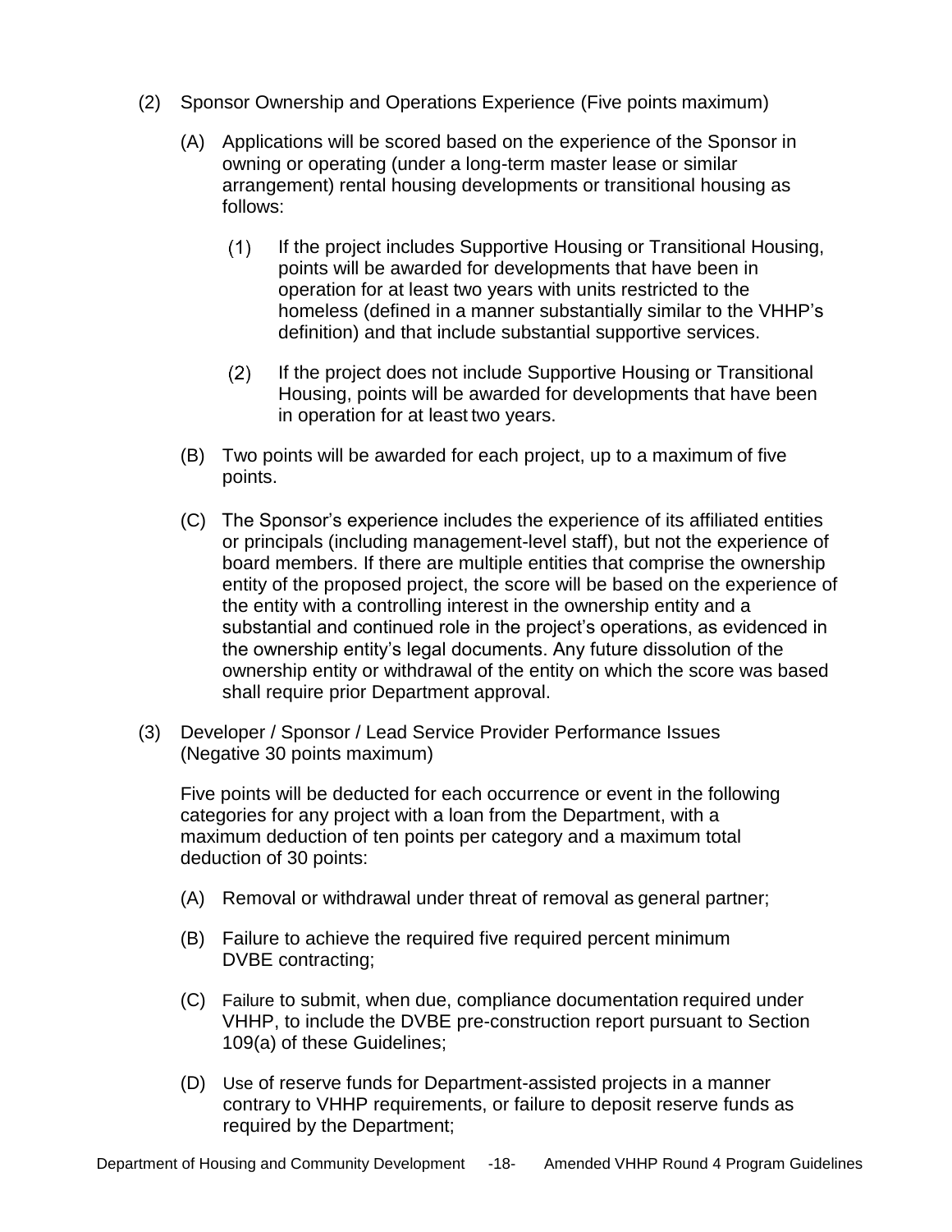(2) Sponsor Ownership and Operations Experience (Five points maximum)

(A) Applications will be scored based on the experience of the Sponsor in owning or operating (under a long-term master lease or similar arrangement) rental housing developments or transitional housing as follows:

(1) If the project includes Supportive Housing or Transitional Housing, points will be awarded for developments that have been in operation for at least two years with units restricted to the homeless (defined in a manner substantially similar to the VHHP's definition) and that include substantial supportive services.

(2) If the project does not include Supportive Housing or Transitional Housing, points will be awarded for developments that have been in operation for at least two years.

(B) Two points will be awarded for each project, up to a maximum of five points.

(C) The Sponsor's experience includes the experience of its affiliated entities or principals (including management-level staff), but not the experience of board members. If there are multiple entities that comprise the ownership entity of the proposed project, the score will be based on the experience of the entity with a controlling interest in the ownership entity and a substantial and continued role in the project's operations, as evidenced in the ownership entity's legal documents. Any future dissolution of the ownership entity or withdrawal of the entity on which the score was based shall require prior Department approval.

(3) Developer / Sponsor / Lead Service Provider Performance Issues (Negative 30 points maximum)

Five points will be deducted for each occurrence or event in the following categories for any project with a loan from the Department, with a maximum deduction of ten points per category and a maximum total deduction of 30 points:

(A) Removal or withdrawal under threat of removal as general partner;

(B) Failure to achieve the required five required percent minimum DVBE contracting;

(C) Failure to submit, when due, compliance documentation required under VHHP, to include the DVBE pre-construction report pursuant to Section 109(a) of these Guidelines;

(D) Use of reserve funds for Department-assisted projects in a manner contrary to VHHP requirements, or failure to deposit reserve funds as required by the Department;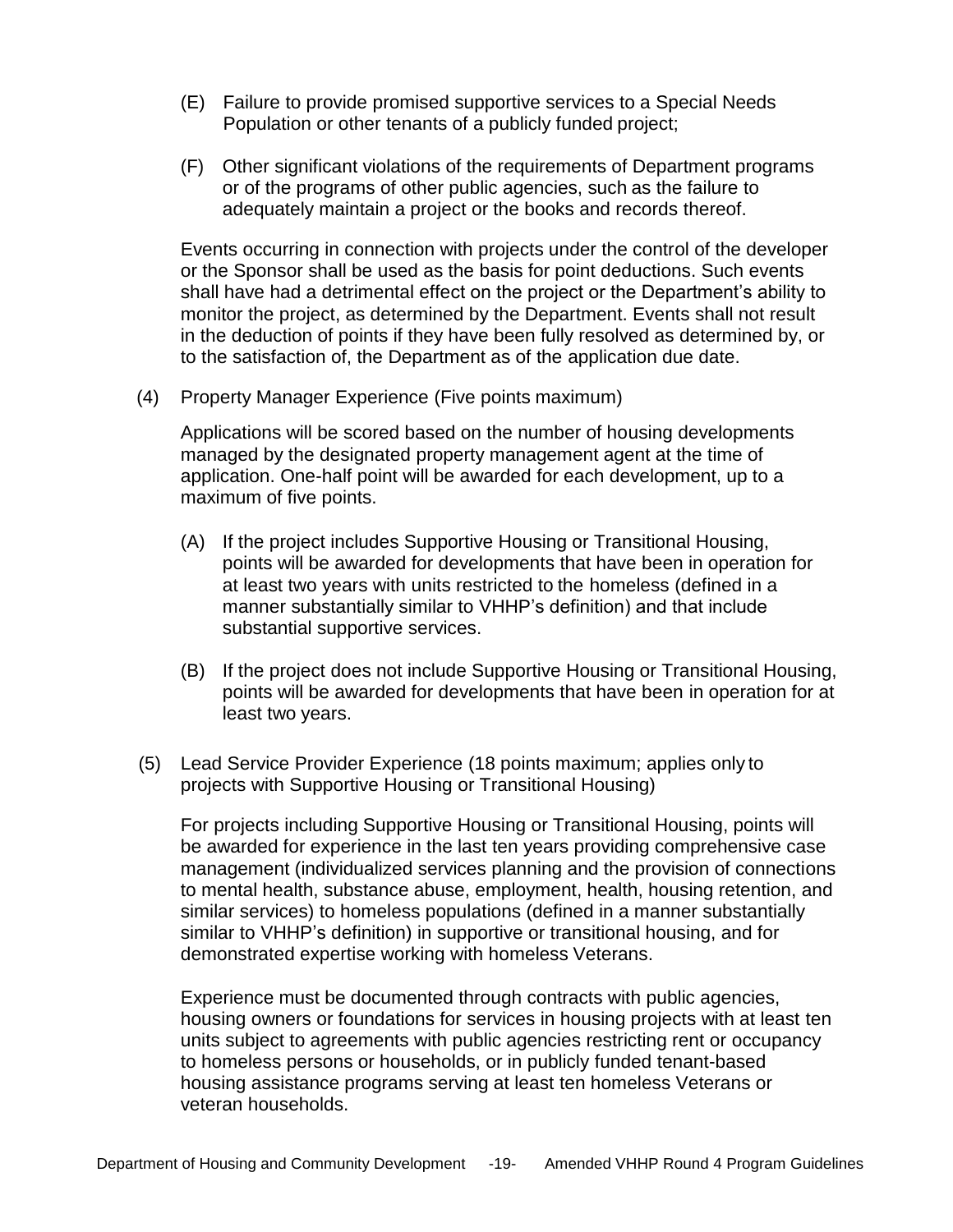(E) Failure to provide promised supportive services to a Special Needs Population or other tenants of a publicly funded project;

(F) Other significant violations of the requirements of Department programs or of the programs of other public agencies, such as the failure to adequately maintain a project or the books and records thereof.

Events occurring in connection with projects under the control of the developer or the Sponsor shall be used as the basis for point deductions. Such events shall have had a detrimental effect on the project or the Department's ability to monitor the project, as determined by the Department. Events shall not result in the deduction of points if they have been fully resolved as determined by, or to the satisfaction of, the Department as of the application due date.

(4) Property Manager Experience (Five points maximum)

Applications will be scored based on the number of housing developments managed by the designated property management agent at the time of application. One-half point will be awarded for each development, up to a maximum of five points.

(A) If the project includes Supportive Housing or Transitional Housing, points will be awarded for developments that have been in operation for at least two years with units restricted to the homeless (defined in a manner substantially similar to VHHP's definition) and that include substantial supportive services.

(B) If the project does not include Supportive Housing or Transitional Housing, points will be awarded for developments that have been in operation for at least two years.

(5) Lead Service Provider Experience (18 points maximum; applies only to projects with Supportive Housing or Transitional Housing)

For projects including Supportive Housing or Transitional Housing, points will be awarded for experience in the last ten years providing comprehensive case management (individualized services planning and the provision of connections to mental health, substance abuse, employment, health, housing retention, and similar services) to homeless populations (defined in a manner substantially similar to VHHP's definition) in supportive or transitional housing, and for demonstrated expertise working with homeless Veterans.

Experience must be documented through contracts with public agencies, housing owners or foundations for services in housing projects with at least ten units subject to agreements with public agencies restricting rent or occupancy to homeless persons or households, or in publicly funded tenant-based housing assistance programs serving at least ten homeless Veterans or veteran households.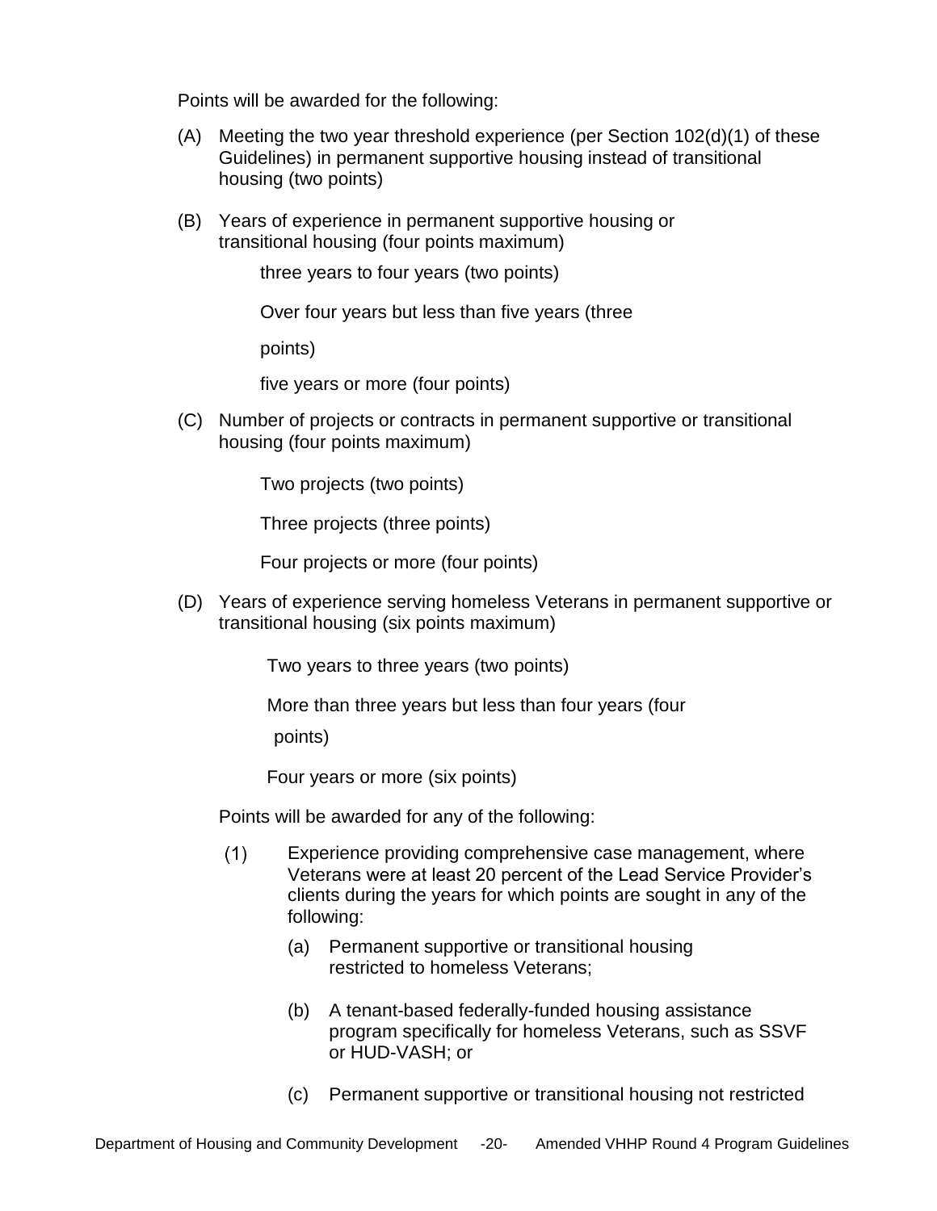Points will be awarded for the following:

(A) Meeting the two year threshold experience (per Section 102(d)(1) of these Guidelines) in permanent supportive housing instead of transitional housing (two points)

(B) Years of experience in permanent supportive housing or transitional housing (four points maximum)

three years to four years (two points)

Over four years but less than five years (three points)

five years or more (four points)

(C) Number of projects or contracts in permanent supportive or transitional housing (four points maximum)

Two projects (two points)

Three projects (three points)

Four projects or more (four points)

(D) Years of experience serving homeless Veterans in permanent supportive or transitional housing (six points maximum)

Two years to three years (two points)

More than three years but less than four years (four points)

Four years or more (six points)

Points will be awarded for any of the following:

(1) Experience providing comprehensive case management, where Veterans were at least 20 percent of the Lead Service Provider's clients during the years for which points are sought in any of the following:

(a) Permanent supportive or transitional housing restricted to homeless Veterans;

(b) A tenant-based federally-funded housing assistance program specifically for homeless Veterans, such as SSVF or HUD-VASH; or

(c) Permanent supportive or transitional housing not restricted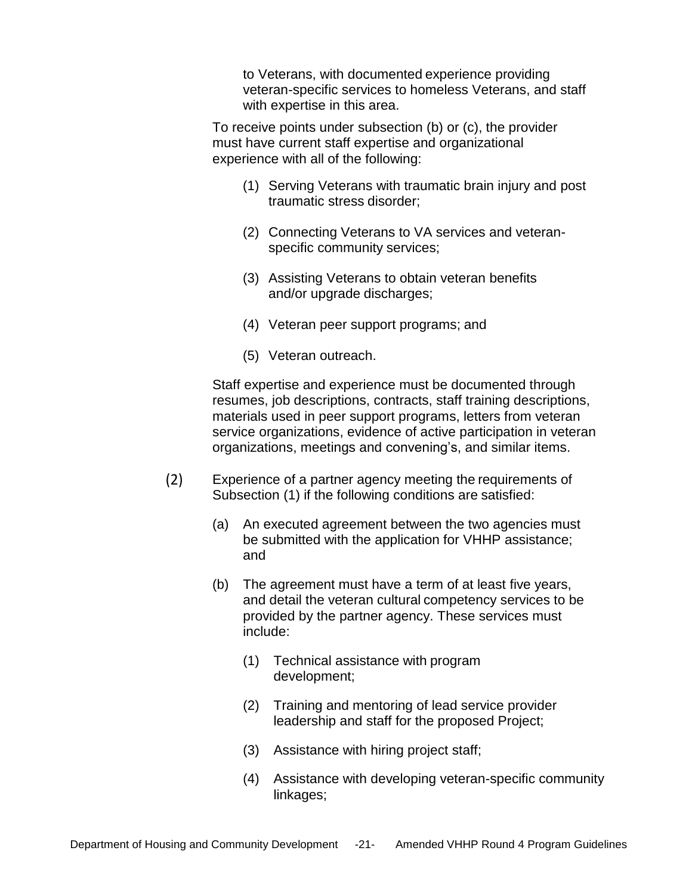to Veterans, with documented experience providing veteran-specific services to homeless Veterans, and staff with expertise in this area.

To receive points under subsection (b) or (c), the provider must have current staff expertise and organizational experience with all of the following:

(1) Serving Veterans with traumatic brain injury and post traumatic stress disorder;

(2) Connecting Veterans to VA services and veteran-specific community services;

(3) Assisting Veterans to obtain veteran benefits and/or upgrade discharges;

(4) Veteran peer support programs; and

(5) Veteran outreach.

Staff expertise and experience must be documented through resumes, job descriptions, contracts, staff training descriptions, materials used in peer support programs, letters from veteran service organizations, evidence of active participation in veteran organizations, meetings and convening's, and similar items.

(2) Experience of a partner agency meeting the requirements of Subsection (1) if the following conditions are satisfied:

(a) An executed agreement between the two agencies must be submitted with the application for VHHP assistance; and

(b) The agreement must have a term of at least five years, and detail the veteran cultural competency services to be provided by the partner agency. These services must include:

(1) Technical assistance with program development;

(2) Training and mentoring of lead service provider leadership and staff for the proposed Project;

(3) Assistance with hiring project staff;

(4) Assistance with developing veteran-specific community linkages;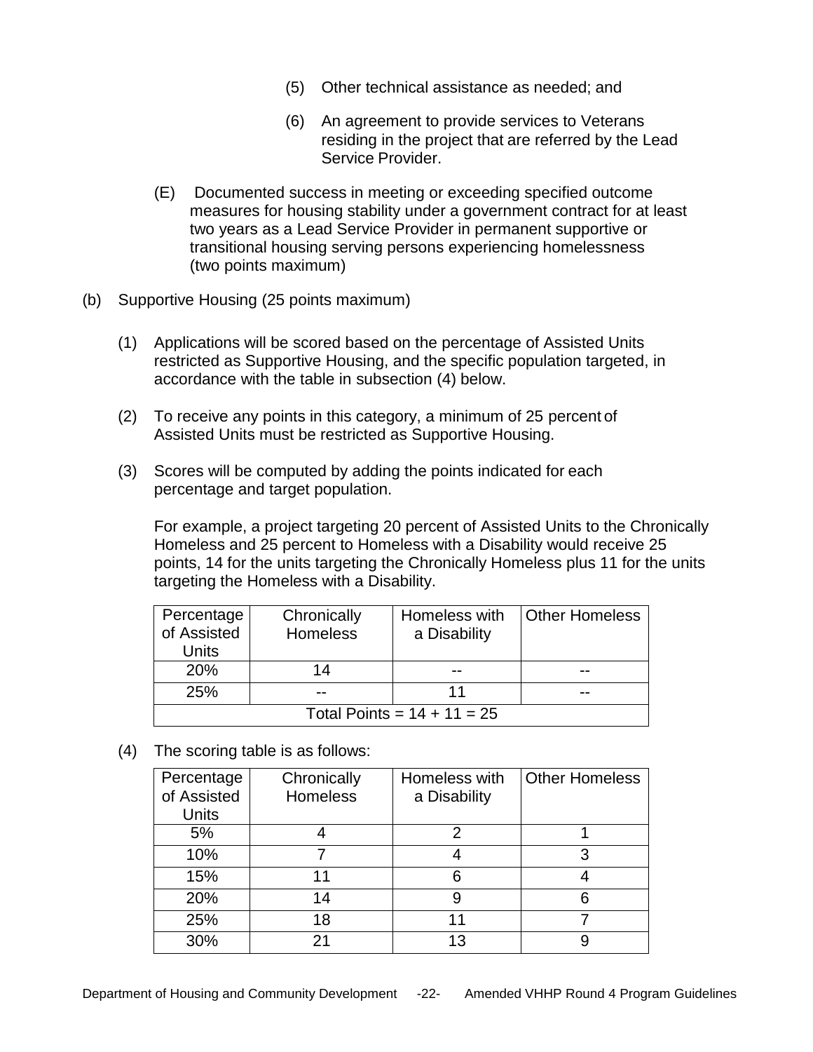(5) Other technical assistance as needed; and

(6) An agreement to provide services to Veterans residing in the project that are referred by the Lead Service Provider.

(E) Documented success in meeting or exceeding specified outcome measures for housing stability under a government contract for at least two years as a Lead Service Provider in permanent supportive or transitional housing serving persons experiencing homelessness (two points maximum)

(b) Supportive Housing (25 points maximum)

(1) Applications will be scored based on the percentage of Assisted Units restricted as Supportive Housing, and the specific population targeted, in accordance with the table in subsection (4) below.

(2) To receive any points in this category, a minimum of 25 percent of Assisted Units must be restricted as Supportive Housing.

(3) Scores will be computed by adding the points indicated for each percentage and target population.

For example, a project targeting 20 percent of Assisted Units to the Chronically Homeless and 25 percent to Homeless with a Disability would receive 25 points, 14 for the units targeting the Chronically Homeless plus 11 for the units targeting the Homeless with a Disability.

| Percentage of Assisted Units | Chronically Homeless | Homeless with a Disability | Other Homeless |
|---|---|---|---|
| 20% | 14 | -- | -- |
| 25% | -- | 11 | -- |
| Total Points = 14 + 11 = 25 | | | |

(4) The scoring table is as follows:

| Percentage of Assisted Units | Chronically Homeless | Homeless with a Disability | Other Homeless |
|---|---|---|---|
| 5% | 4 | 2 | 1 |
| 10% | 7 | 4 | 3 |
| 15% | 11 | 6 | 4 |
| 20% | 14 | 9 | 6 |
| 25% | 18 | 11 | 7 |
| 30% | 21 | 13 | 9 |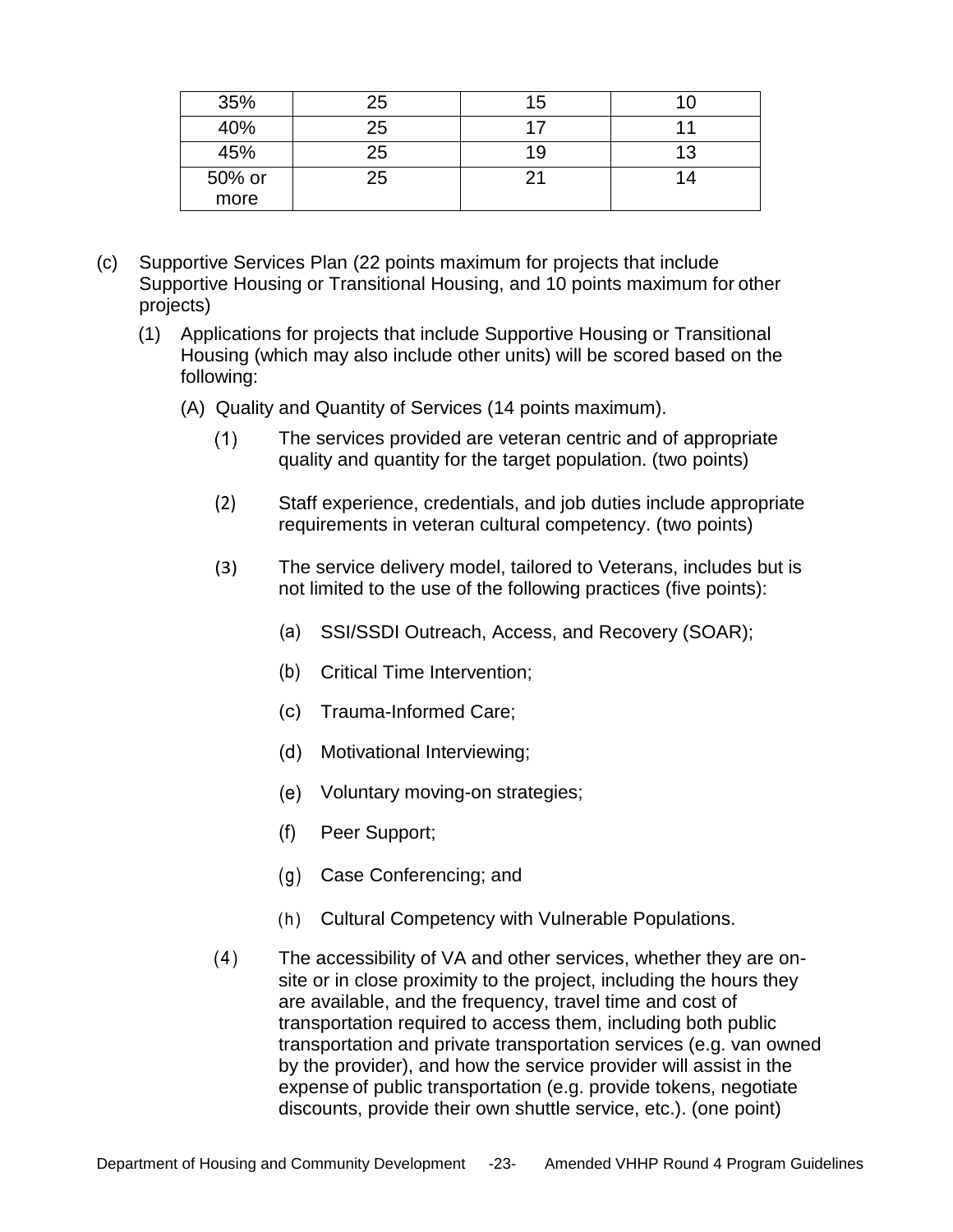| 35% | 25 | 15 | 10 |
|---|---|---|---|
| 40% | 25 | 17 | 11 |
| 45% | 25 | 19 | 13 |
| 50% or more | 25 | 21 | 14 |

(c) Supportive Services Plan (22 points maximum for projects that include Supportive Housing or Transitional Housing, and 10 points maximum for other projects)

(1) Applications for projects that include Supportive Housing or Transitional Housing (which may also include other units) will be scored based on the following:

(A) Quality and Quantity of Services (14 points maximum).

(1) The services provided are veteran centric and of appropriate quality and quantity for the target population. (two points)

(2) Staff experience, credentials, and job duties include appropriate requirements in veteran cultural competency. (two points)

(3) The service delivery model, tailored to Veterans, includes but is not limited to the use of the following practices (five points):

(a) SSI/SSDI Outreach, Access, and Recovery (SOAR);

(b) Critical Time Intervention;

(c) Trauma-Informed Care;

(d) Motivational Interviewing;

(e) Voluntary moving-on strategies;

(f) Peer Support;

(g) Case Conferencing; and

(h) Cultural Competency with Vulnerable Populations.

(4) The accessibility of VA and other services, whether they are on-site or in close proximity to the project, including the hours they are available, and the frequency, travel time and cost of transportation required to access them, including both public transportation and private transportation services (e.g. van owned by the provider), and how the service provider will assist in the expense of public transportation (e.g. provide tokens, negotiate discounts, provide their own shuttle service, etc.). (one point)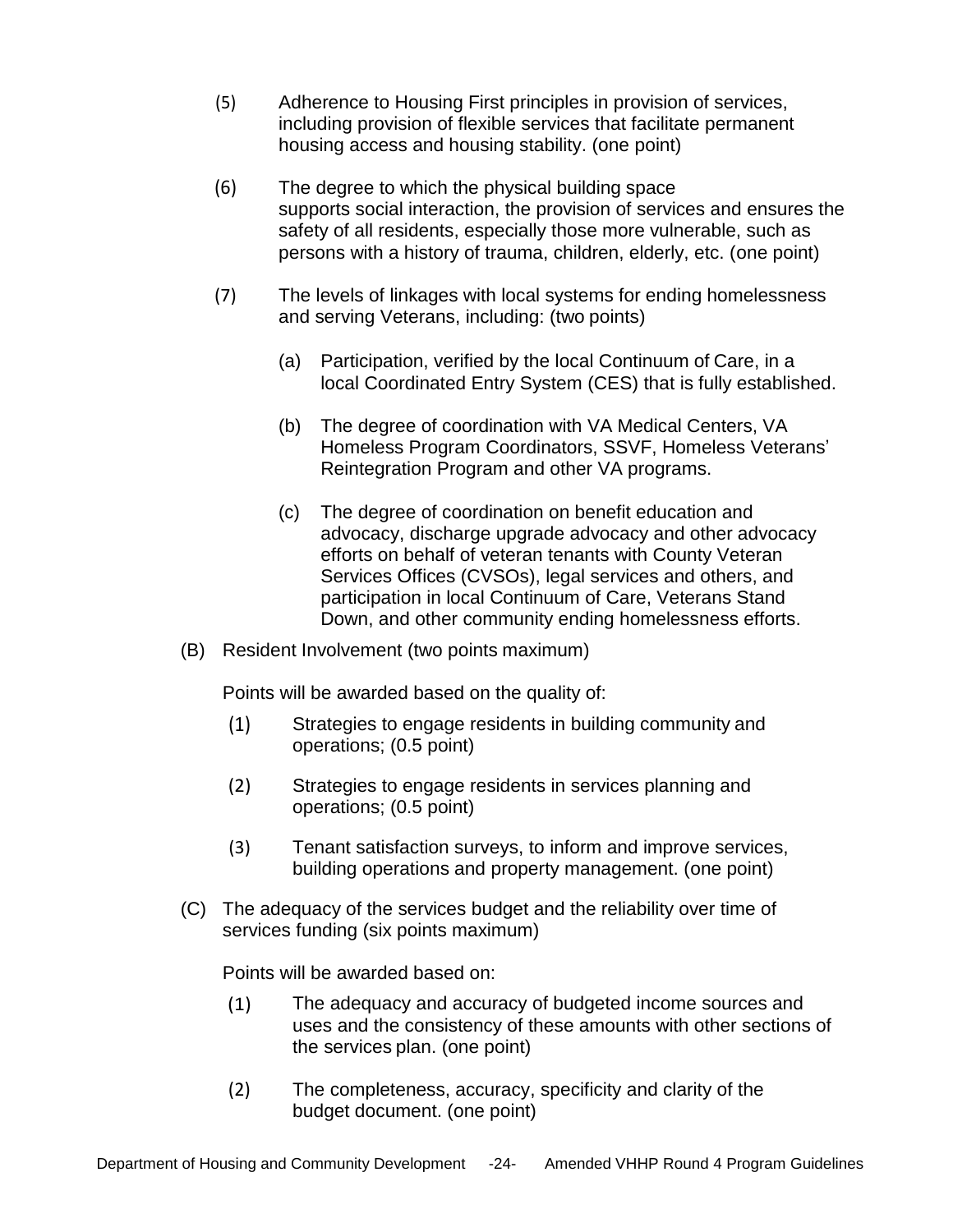(5) Adherence to Housing First principles in provision of services, including provision of flexible services that facilitate permanent housing access and housing stability. (one point)

(6) The degree to which the physical building space supports social interaction, the provision of services and ensures the safety of all residents, especially those more vulnerable, such as persons with a history of trauma, children, elderly, etc. (one point)

(7) The levels of linkages with local systems for ending homelessness and serving Veterans, including: (two points)

- (a) Participation, verified by the local Continuum of Care, in a local Coordinated Entry System (CES) that is fully established.

- (b) The degree of coordination with VA Medical Centers, VA Homeless Program Coordinators, SSVF, Homeless Veterans' Reintegration Program and other VA programs.

- (c) The degree of coordination on benefit education and advocacy, discharge upgrade advocacy and other advocacy efforts on behalf of veteran tenants with County Veteran Services Offices (CVSOs), legal services and others, and participation in local Continuum of Care, Veterans Stand Down, and other community ending homelessness efforts.

(B) Resident Involvement (two points maximum)

Points will be awarded based on the quality of:

(1) Strategies to engage residents in building community and operations; (0.5 point)

(2) Strategies to engage residents in services planning and operations; (0.5 point)

(3) Tenant satisfaction surveys, to inform and improve services, building operations and property management. (one point)

(C) The adequacy of the services budget and the reliability over time of services funding (six points maximum)

Points will be awarded based on:

(1) The adequacy and accuracy of budgeted income sources and uses and the consistency of these amounts with other sections of the services plan. (one point)

(2) The completeness, accuracy, specificity and clarity of the budget document. (one point)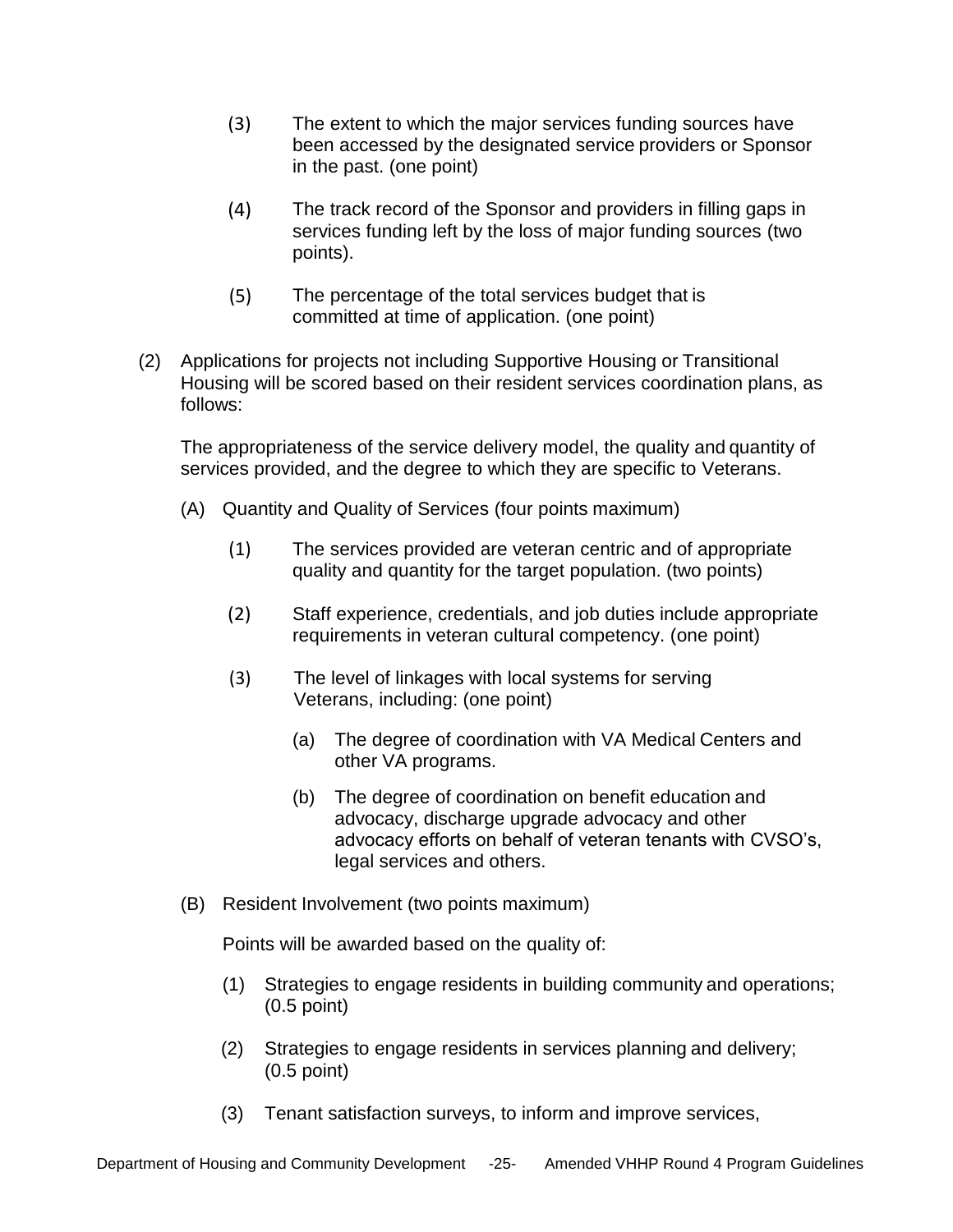(3) The extent to which the major services funding sources have been accessed by the designated service providers or Sponsor in the past. (one point)

(4) The track record of the Sponsor and providers in filling gaps in services funding left by the loss of major funding sources (two points).

(5) The percentage of the total services budget that is committed at time of application. (one point)

(2) Applications for projects not including Supportive Housing or Transitional Housing will be scored based on their resident services coordination plans, as follows:

The appropriateness of the service delivery model, the quality and quantity of services provided, and the degree to which they are specific to Veterans.

(A) Quantity and Quality of Services (four points maximum)

(1) The services provided are veteran centric and of appropriate quality and quantity for the target population. (two points)

(2) Staff experience, credentials, and job duties include appropriate requirements in veteran cultural competency. (one point)

(3) The level of linkages with local systems for serving Veterans, including: (one point)

(a) The degree of coordination with VA Medical Centers and other VA programs.

(b) The degree of coordination on benefit education and advocacy, discharge upgrade advocacy and other advocacy efforts on behalf of veteran tenants with CVSO's, legal services and others.

(B) Resident Involvement (two points maximum)

Points will be awarded based on the quality of:

(1) Strategies to engage residents in building community and operations; (0.5 point)

(2) Strategies to engage residents in services planning and delivery; (0.5 point)

(3) Tenant satisfaction surveys, to inform and improve services,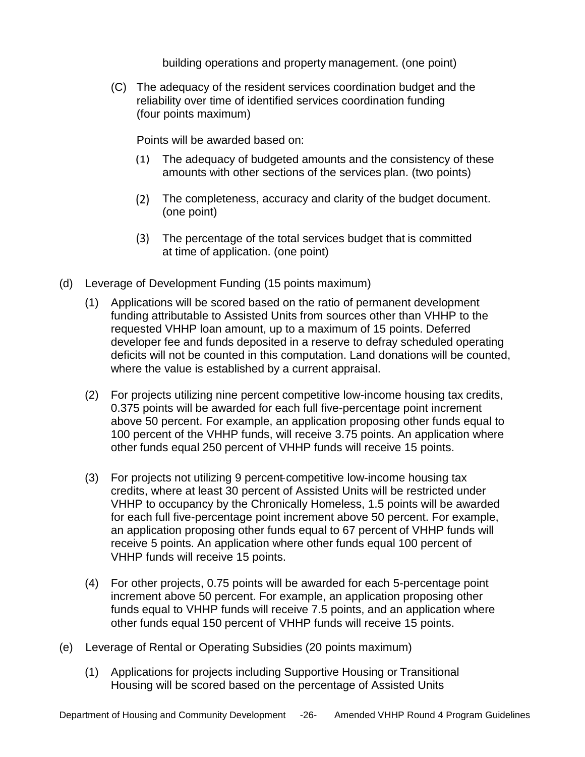building operations and property management. (one point)

(C) The adequacy of the resident services coordination budget and the reliability over time of identified services coordination funding (four points maximum)

Points will be awarded based on:

(1) The adequacy of budgeted amounts and the consistency of these amounts with other sections of the services plan. (two points)

(2) The completeness, accuracy and clarity of the budget document. (one point)

(3) The percentage of the total services budget that is committed at time of application. (one point)

(d) Leverage of Development Funding (15 points maximum)

(1) Applications will be scored based on the ratio of permanent development funding attributable to Assisted Units from sources other than VHHP to the requested VHHP loan amount, up to a maximum of 15 points. Deferred developer fee and funds deposited in a reserve to defray scheduled operating deficits will not be counted in this computation. Land donations will be counted, where the value is established by a current appraisal.

(2) For projects utilizing nine percent competitive low-income housing tax credits, 0.375 points will be awarded for each full five-percentage point increment above 50 percent. For example, an application proposing other funds equal to 100 percent of the VHHP funds, will receive 3.75 points. An application where other funds equal 250 percent of VHHP funds will receive 15 points.

(3) For projects not utilizing 9 percent competitive low-income housing tax credits, where at least 30 percent of Assisted Units will be restricted under VHHP to occupancy by the Chronically Homeless, 1.5 points will be awarded for each full five-percentage point increment above 50 percent. For example, an application proposing other funds equal to 67 percent of VHHP funds will receive 5 points. An application where other funds equal 100 percent of VHHP funds will receive 15 points.

(4) For other projects, 0.75 points will be awarded for each 5-percentage point increment above 50 percent. For example, an application proposing other funds equal to VHHP funds will receive 7.5 points, and an application where other funds equal 150 percent of VHHP funds will receive 15 points.

(e) Leverage of Rental or Operating Subsidies (20 points maximum)

(1) Applications for projects including Supportive Housing or Transitional Housing will be scored based on the percentage of Assisted Units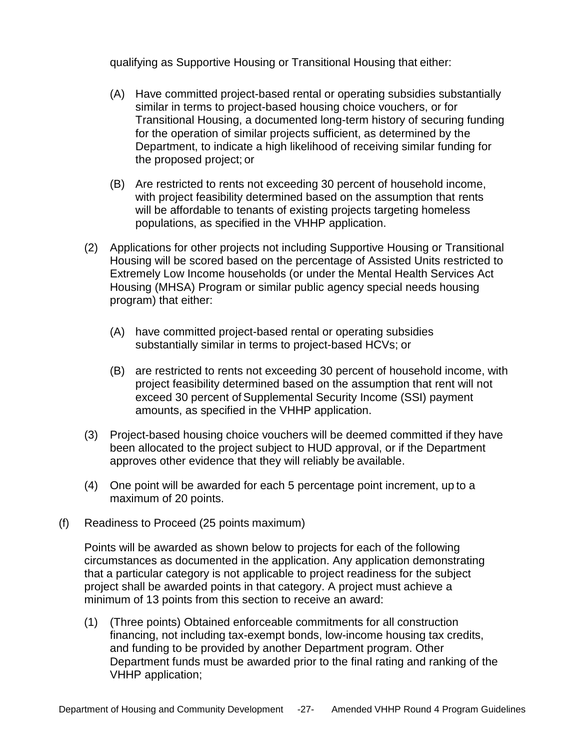qualifying as Supportive Housing or Transitional Housing that either:

(A) Have committed project-based rental or operating subsidies substantially similar in terms to project-based housing choice vouchers, or for Transitional Housing, a documented long-term history of securing funding for the operation of similar projects sufficient, as determined by the Department, to indicate a high likelihood of receiving similar funding for the proposed project; or

(B) Are restricted to rents not exceeding 30 percent of household income, with project feasibility determined based on the assumption that rents will be affordable to tenants of existing projects targeting homeless populations, as specified in the VHHP application.

(2) Applications for other projects not including Supportive Housing or Transitional Housing will be scored based on the percentage of Assisted Units restricted to Extremely Low Income households (or under the Mental Health Services Act Housing (MHSA) Program or similar public agency special needs housing program) that either:

(A) have committed project-based rental or operating subsidies substantially similar in terms to project-based HCVs; or

(B) are restricted to rents not exceeding 30 percent of household income, with project feasibility determined based on the assumption that rent will not exceed 30 percent of Supplemental Security Income (SSI) payment amounts, as specified in the VHHP application.

(3) Project-based housing choice vouchers will be deemed committed if they have been allocated to the project subject to HUD approval, or if the Department approves other evidence that they will reliably be available.

(4) One point will be awarded for each 5 percentage point increment, up to a maximum of 20 points.

(f) Readiness to Proceed (25 points maximum)

Points will be awarded as shown below to projects for each of the following circumstances as documented in the application. Any application demonstrating that a particular category is not applicable to project readiness for the subject project shall be awarded points in that category. A project must achieve a minimum of 13 points from this section to receive an award:

(1) (Three points) Obtained enforceable commitments for all construction financing, not including tax-exempt bonds, low-income housing tax credits, and funding to be provided by another Department program. Other Department funds must be awarded prior to the final rating and ranking of the VHHP application;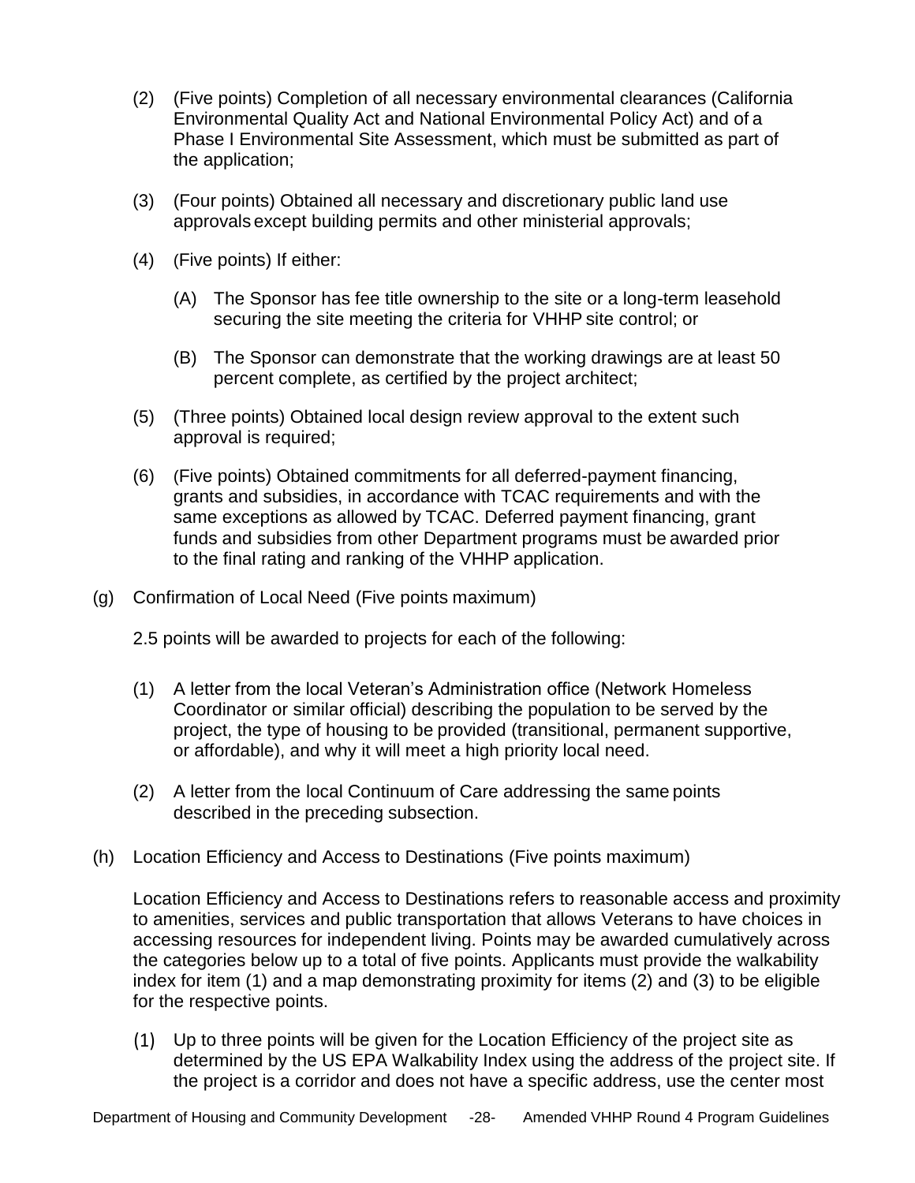(2) (Five points) Completion of all necessary environmental clearances (California Environmental Quality Act and National Environmental Policy Act) and of a Phase I Environmental Site Assessment, which must be submitted as part of the application;

(3) (Four points) Obtained all necessary and discretionary public land use approvals except building permits and other ministerial approvals;

(4) (Five points) If either:

(A) The Sponsor has fee title ownership to the site or a long-term leasehold securing the site meeting the criteria for VHHP site control; or

(B) The Sponsor can demonstrate that the working drawings are at least 50 percent complete, as certified by the project architect;

(5) (Three points) Obtained local design review approval to the extent such approval is required;

(6) (Five points) Obtained commitments for all deferred-payment financing, grants and subsidies, in accordance with TCAC requirements and with the same exceptions as allowed by TCAC. Deferred payment financing, grant funds and subsidies from other Department programs must be awarded prior to the final rating and ranking of the VHHP application.

(g) Confirmation of Local Need (Five points maximum)

2.5 points will be awarded to projects for each of the following:

(1) A letter from the local Veteran's Administration office (Network Homeless Coordinator or similar official) describing the population to be served by the project, the type of housing to be provided (transitional, permanent supportive, or affordable), and why it will meet a high priority local need.

(2) A letter from the local Continuum of Care addressing the same points described in the preceding subsection.

(h) Location Efficiency and Access to Destinations (Five points maximum)

Location Efficiency and Access to Destinations refers to reasonable access and proximity to amenities, services and public transportation that allows Veterans to have choices in accessing resources for independent living. Points may be awarded cumulatively across the categories below up to a total of five points. Applicants must provide the walkability index for item (1) and a map demonstrating proximity for items (2) and (3) to be eligible for the respective points.

(1) Up to three points will be given for the Location Efficiency of the project site as determined by the US EPA Walkability Index using the address of the project site. If the project is a corridor and does not have a specific address, use the center most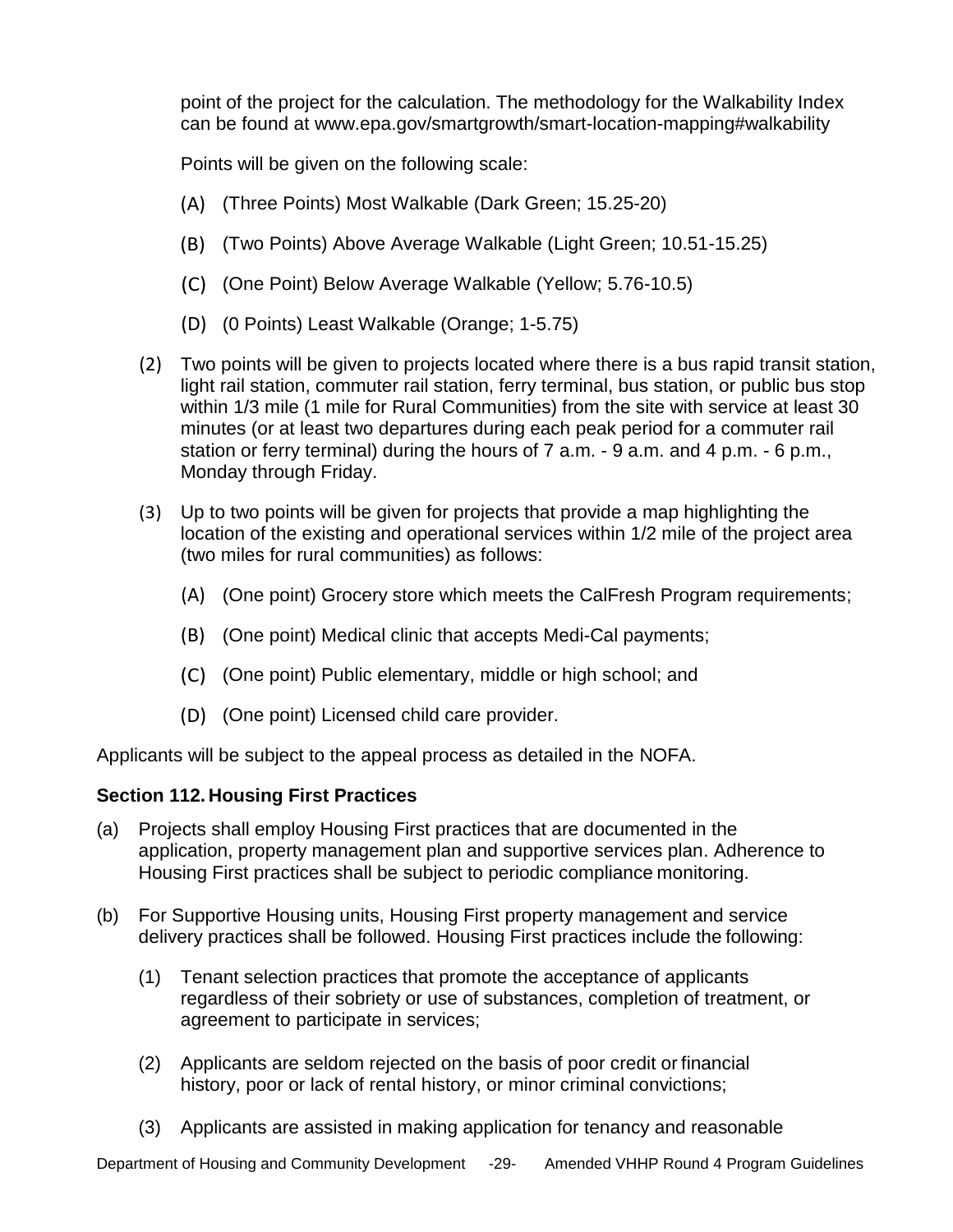point of the project for the calculation. The methodology for the Walkability Index can be found at www.epa.gov/smartgrowth/smart-location-mapping#walkability

Points will be given on the following scale:

(A) (Three Points) Most Walkable (Dark Green; 15.25-20)

(B) (Two Points) Above Average Walkable (Light Green; 10.51-15.25)

(C) (One Point) Below Average Walkable (Yellow; 5.76-10.5)

(D) (0 Points) Least Walkable (Orange; 1-5.75)

(2) Two points will be given to projects located where there is a bus rapid transit station, light rail station, commuter rail station, ferry terminal, bus station, or public bus stop within 1/3 mile (1 mile for Rural Communities) from the site with service at least 30 minutes (or at least two departures during each peak period for a commuter rail station or ferry terminal) during the hours of 7 a.m. - 9 a.m. and 4 p.m. - 6 p.m., Monday through Friday.

(3) Up to two points will be given for projects that provide a map highlighting the location of the existing and operational services within 1/2 mile of the project area (two miles for rural communities) as follows:

(A) (One point) Grocery store which meets the CalFresh Program requirements;

(B) (One point) Medical clinic that accepts Medi-Cal payments;

(C) (One point) Public elementary, middle or high school; and

(D) (One point) Licensed child care provider.

Applicants will be subject to the appeal process as detailed in the NOFA.

### Section 112. Housing First Practices

(a) Projects shall employ Housing First practices that are documented in the application, property management plan and supportive services plan. Adherence to Housing First practices shall be subject to periodic compliance monitoring.

(b) For Supportive Housing units, Housing First property management and service delivery practices shall be followed. Housing First practices include the following:

(1) Tenant selection practices that promote the acceptance of applicants regardless of their sobriety or use of substances, completion of treatment, or agreement to participate in services;

(2) Applicants are seldom rejected on the basis of poor credit or financial history, poor or lack of rental history, or minor criminal convictions;

(3) Applicants are assisted in making application for tenancy and reasonable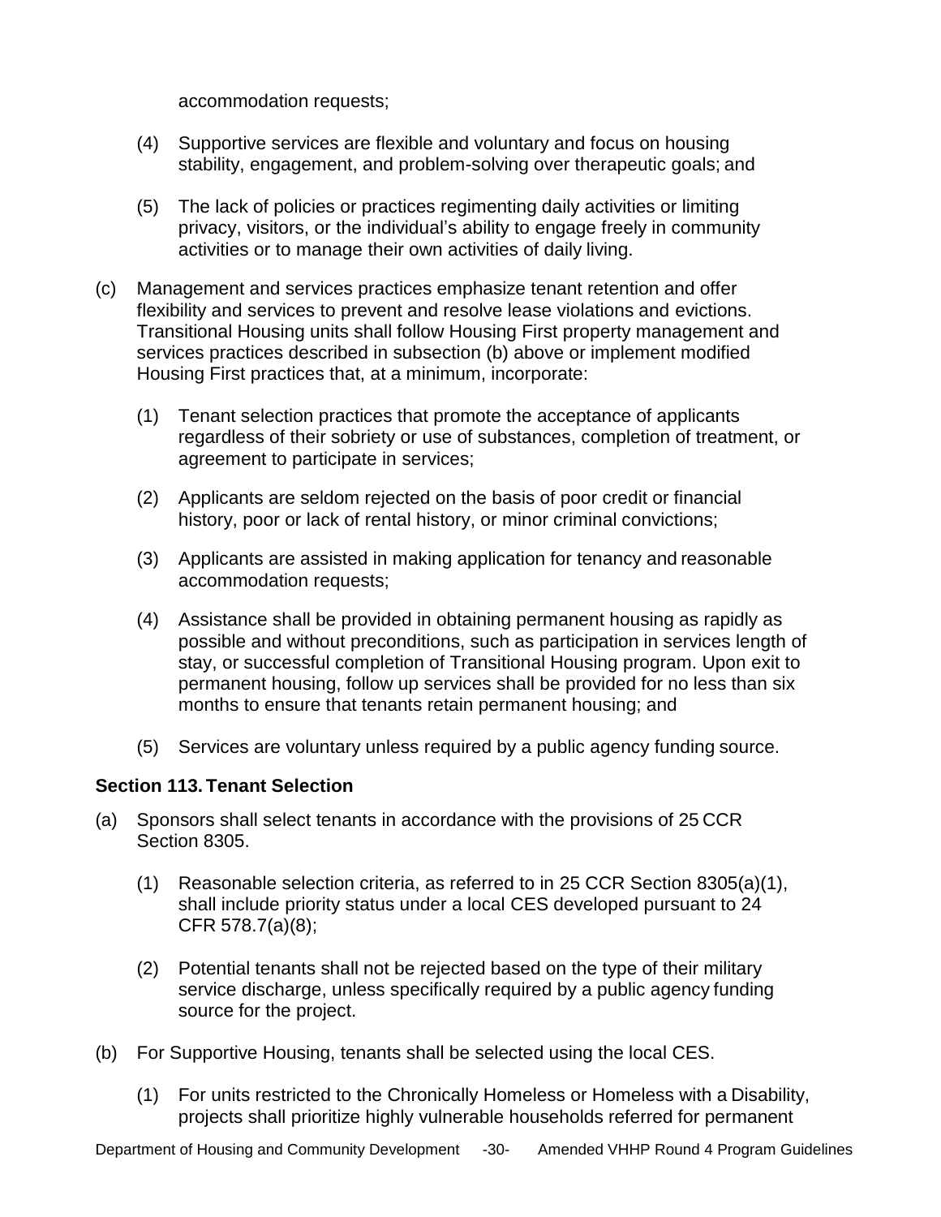accommodation requests;

(4) Supportive services are flexible and voluntary and focus on housing stability, engagement, and problem-solving over therapeutic goals; and

(5) The lack of policies or practices regimenting daily activities or limiting privacy, visitors, or the individual's ability to engage freely in community activities or to manage their own activities of daily living.

(c) Management and services practices emphasize tenant retention and offer flexibility and services to prevent and resolve lease violations and evictions. Transitional Housing units shall follow Housing First property management and services practices described in subsection (b) above or implement modified Housing First practices that, at a minimum, incorporate:

(1) Tenant selection practices that promote the acceptance of applicants regardless of their sobriety or use of substances, completion of treatment, or agreement to participate in services;

(2) Applicants are seldom rejected on the basis of poor credit or financial history, poor or lack of rental history, or minor criminal convictions;

(3) Applicants are assisted in making application for tenancy and reasonable accommodation requests;

(4) Assistance shall be provided in obtaining permanent housing as rapidly as possible and without preconditions, such as participation in services length of stay, or successful completion of Transitional Housing program. Upon exit to permanent housing, follow up services shall be provided for no less than six months to ensure that tenants retain permanent housing; and

(5) Services are voluntary unless required by a public agency funding source.

### Section 113. Tenant Selection

(a) Sponsors shall select tenants in accordance with the provisions of 25 CCR Section 8305.

(1) Reasonable selection criteria, as referred to in 25 CCR Section 8305(a)(1), shall include priority status under a local CES developed pursuant to 24 CFR 578.7(a)(8);

(2) Potential tenants shall not be rejected based on the type of their military service discharge, unless specifically required by a public agency funding source for the project.

(b) For Supportive Housing, tenants shall be selected using the local CES.

(1) For units restricted to the Chronically Homeless or Homeless with a Disability, projects shall prioritize highly vulnerable households referred for permanent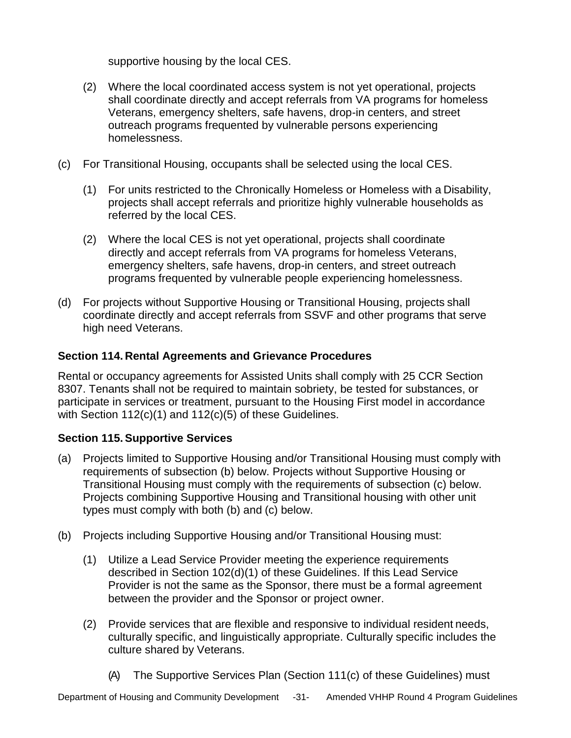supportive housing by the local CES.

(2) Where the local coordinated access system is not yet operational, projects shall coordinate directly and accept referrals from VA programs for homeless Veterans, emergency shelters, safe havens, drop-in centers, and street outreach programs frequented by vulnerable persons experiencing homelessness.

(c) For Transitional Housing, occupants shall be selected using the local CES.

(1) For units restricted to the Chronically Homeless or Homeless with a Disability, projects shall accept referrals and prioritize highly vulnerable households as referred by the local CES.

(2) Where the local CES is not yet operational, projects shall coordinate directly and accept referrals from VA programs for homeless Veterans, emergency shelters, safe havens, drop-in centers, and street outreach programs frequented by vulnerable people experiencing homelessness.

(d) For projects without Supportive Housing or Transitional Housing, projects shall coordinate directly and accept referrals from SSVF and other programs that serve high need Veterans.

### Section 114. Rental Agreements and Grievance Procedures

Rental or occupancy agreements for Assisted Units shall comply with 25 CCR Section 8307. Tenants shall not be required to maintain sobriety, be tested for substances, or participate in services or treatment, pursuant to the Housing First model in accordance with Section 112(c)(1) and 112(c)(5) of these Guidelines.

### Section 115. Supportive Services

(a) Projects limited to Supportive Housing and/or Transitional Housing must comply with requirements of subsection (b) below. Projects without Supportive Housing or Transitional Housing must comply with the requirements of subsection (c) below. Projects combining Supportive Housing and Transitional housing with other unit types must comply with both (b) and (c) below.

(b) Projects including Supportive Housing and/or Transitional Housing must:

(1) Utilize a Lead Service Provider meeting the experience requirements described in Section 102(d)(1) of these Guidelines. If this Lead Service Provider is not the same as the Sponsor, there must be a formal agreement between the provider and the Sponsor or project owner.

(2) Provide services that are flexible and responsive to individual resident needs, culturally specific, and linguistically appropriate. Culturally specific includes the culture shared by Veterans.

(A) The Supportive Services Plan (Section 111(c) of these Guidelines) must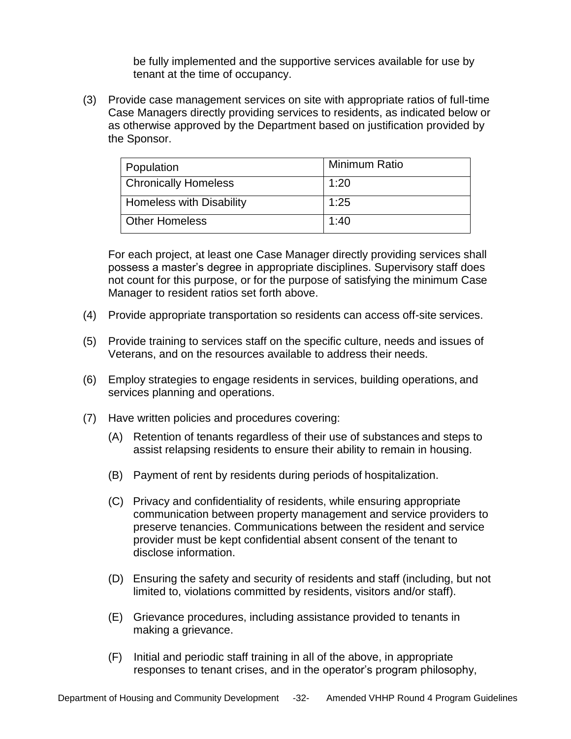be fully implemented and the supportive services available for use by tenant at the time of occupancy.

(3) Provide case management services on site with appropriate ratios of full-time Case Managers directly providing services to residents, as indicated below or as otherwise approved by the Department based on justification provided by the Sponsor.

| Population | Minimum Ratio |
|---|---|
| Chronically Homeless | 1:20 |
| Homeless with Disability | 1:25 |
| Other Homeless | 1:40 |

For each project, at least one Case Manager directly providing services shall possess a master's degree in appropriate disciplines. Supervisory staff does not count for this purpose, or for the purpose of satisfying the minimum Case Manager to resident ratios set forth above.

(4) Provide appropriate transportation so residents can access off-site services.

(5) Provide training to services staff on the specific culture, needs and issues of Veterans, and on the resources available to address their needs.

(6) Employ strategies to engage residents in services, building operations, and services planning and operations.

(7) Have written policies and procedures covering:

(A) Retention of tenants regardless of their use of substances and steps to assist relapsing residents to ensure their ability to remain in housing.

(B) Payment of rent by residents during periods of hospitalization.

(C) Privacy and confidentiality of residents, while ensuring appropriate communication between property management and service providers to preserve tenancies. Communications between the resident and service provider must be kept confidential absent consent of the tenant to disclose information.

(D) Ensuring the safety and security of residents and staff (including, but not limited to, violations committed by residents, visitors and/or staff).

(E) Grievance procedures, including assistance provided to tenants in making a grievance.

(F) Initial and periodic staff training in all of the above, in appropriate responses to tenant crises, and in the operator's program philosophy,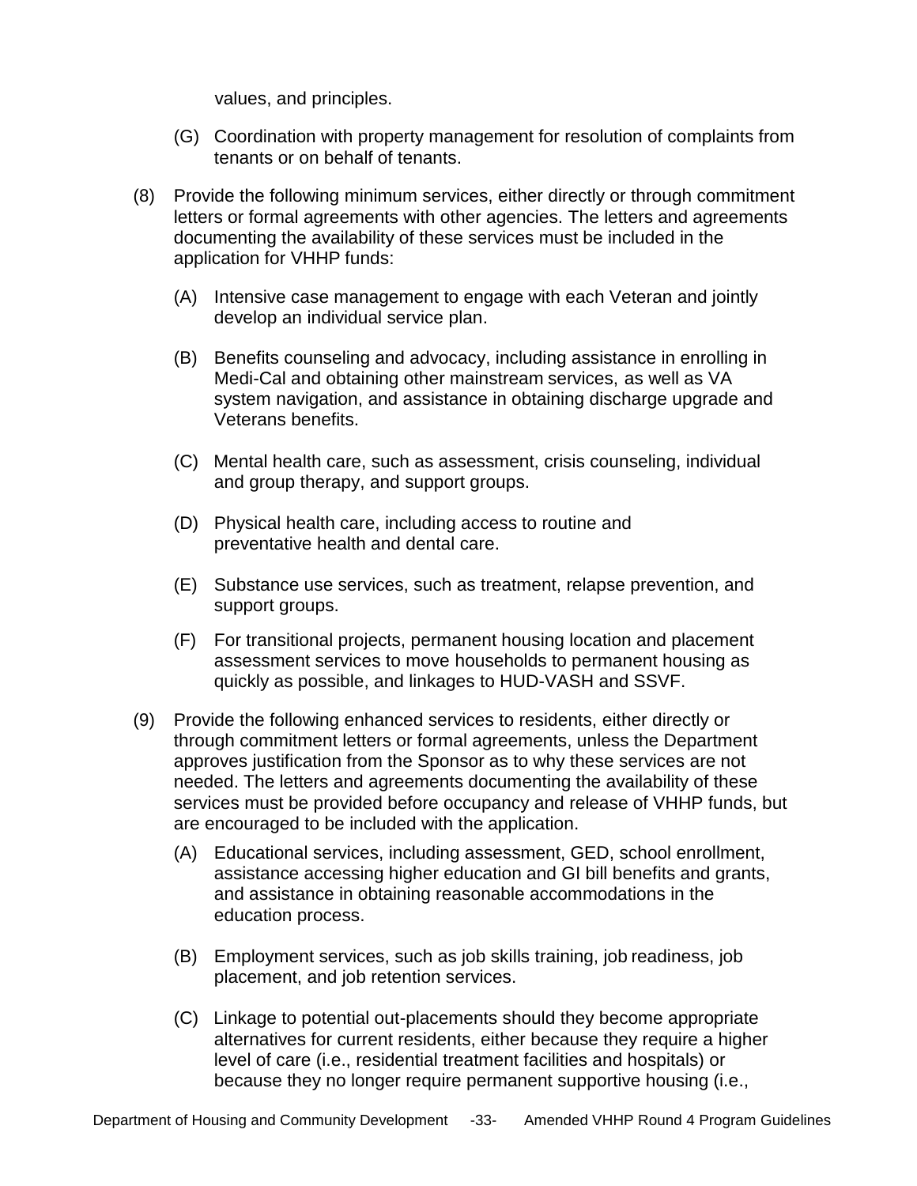values, and principles.

(G) Coordination with property management for resolution of complaints from tenants or on behalf of tenants.

(8) Provide the following minimum services, either directly or through commitment letters or formal agreements with other agencies. The letters and agreements documenting the availability of these services must be included in the application for VHHP funds:

(A) Intensive case management to engage with each Veteran and jointly develop an individual service plan.

(B) Benefits counseling and advocacy, including assistance in enrolling in Medi-Cal and obtaining other mainstream services, as well as VA system navigation, and assistance in obtaining discharge upgrade and Veterans benefits.

(C) Mental health care, such as assessment, crisis counseling, individual and group therapy, and support groups.

(D) Physical health care, including access to routine and preventative health and dental care.

(E) Substance use services, such as treatment, relapse prevention, and support groups.

(F) For transitional projects, permanent housing location and placement assessment services to move households to permanent housing as quickly as possible, and linkages to HUD-VASH and SSVF.

(9) Provide the following enhanced services to residents, either directly or through commitment letters or formal agreements, unless the Department approves justification from the Sponsor as to why these services are not needed. The letters and agreements documenting the availability of these services must be provided before occupancy and release of VHHP funds, but are encouraged to be included with the application.

(A) Educational services, including assessment, GED, school enrollment, assistance accessing higher education and GI bill benefits and grants, and assistance in obtaining reasonable accommodations in the education process.

(B) Employment services, such as job skills training, job readiness, job placement, and job retention services.

(C) Linkage to potential out-placements should they become appropriate alternatives for current residents, either because they require a higher level of care (i.e., residential treatment facilities and hospitals) or because they no longer require permanent supportive housing (i.e.,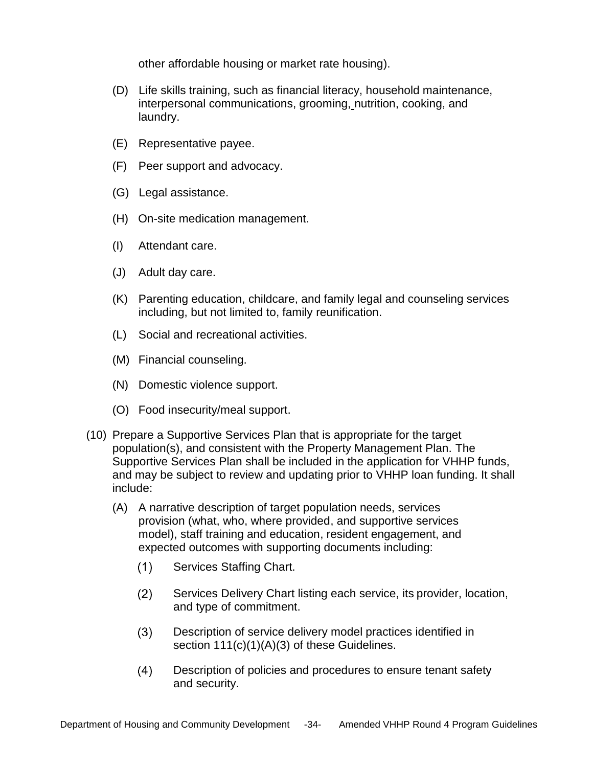other affordable housing or market rate housing).

(D) Life skills training, such as financial literacy, household maintenance, interpersonal communications, grooming, nutrition, cooking, and laundry.

(E) Representative payee.

(F) Peer support and advocacy.

(G) Legal assistance.

(H) On-site medication management.

(I) Attendant care.

(J) Adult day care.

(K) Parenting education, childcare, and family legal and counseling services including, but not limited to, family reunification.

(L) Social and recreational activities.

(M) Financial counseling.

(N) Domestic violence support.

(O) Food insecurity/meal support.

(10) Prepare a Supportive Services Plan that is appropriate for the target population(s), and consistent with the Property Management Plan. The Supportive Services Plan shall be included in the application for VHHP funds, and may be subject to review and updating prior to VHHP loan funding. It shall include:

(A) A narrative description of target population needs, services provision (what, who, where provided, and supportive services model), staff training and education, resident engagement, and expected outcomes with supporting documents including:

(1) Services Staffing Chart.

(2) Services Delivery Chart listing each service, its provider, location, and type of commitment.

(3) Description of service delivery model practices identified in section 111(c)(1)(A)(3) of these Guidelines.

(4) Description of policies and procedures to ensure tenant safety and security.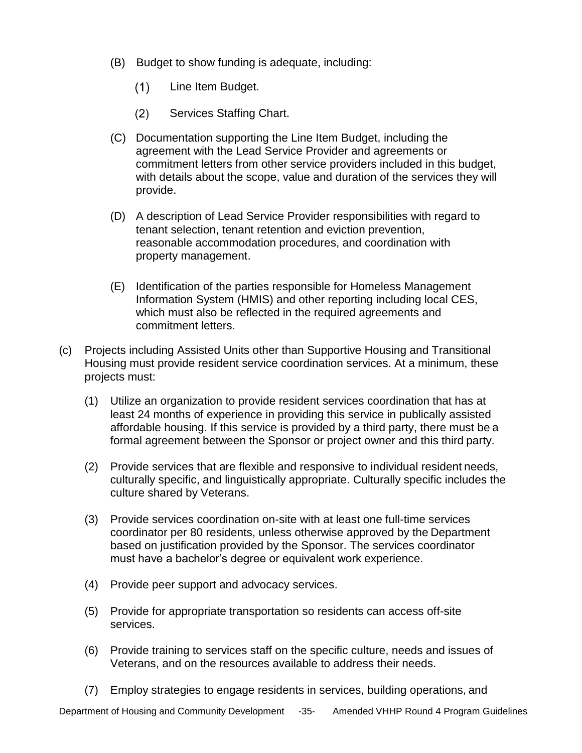(B) Budget to show funding is adequate, including:

  (1) Line Item Budget.

  (2) Services Staffing Chart.

(C) Documentation supporting the Line Item Budget, including the agreement with the Lead Service Provider and agreements or commitment letters from other service providers included in this budget, with details about the scope, value and duration of the services they will provide.

(D) A description of Lead Service Provider responsibilities with regard to tenant selection, tenant retention and eviction prevention, reasonable accommodation procedures, and coordination with property management.

(E) Identification of the parties responsible for Homeless Management Information System (HMIS) and other reporting including local CES, which must also be reflected in the required agreements and commitment letters.

(c) Projects including Assisted Units other than Supportive Housing and Transitional Housing must provide resident service coordination services. At a minimum, these projects must:

  (1) Utilize an organization to provide resident services coordination that has at least 24 months of experience in providing this service in publically assisted affordable housing. If this service is provided by a third party, there must be a formal agreement between the Sponsor or project owner and this third party.

  (2) Provide services that are flexible and responsive to individual resident needs, culturally specific, and linguistically appropriate. Culturally specific includes the culture shared by Veterans.

  (3) Provide services coordination on-site with at least one full-time services coordinator per 80 residents, unless otherwise approved by the Department based on justification provided by the Sponsor. The services coordinator must have a bachelor's degree or equivalent work experience.

  (4) Provide peer support and advocacy services.

  (5) Provide for appropriate transportation so residents can access off-site services.

  (6) Provide training to services staff on the specific culture, needs and issues of Veterans, and on the resources available to address their needs.

  (7) Employ strategies to engage residents in services, building operations, and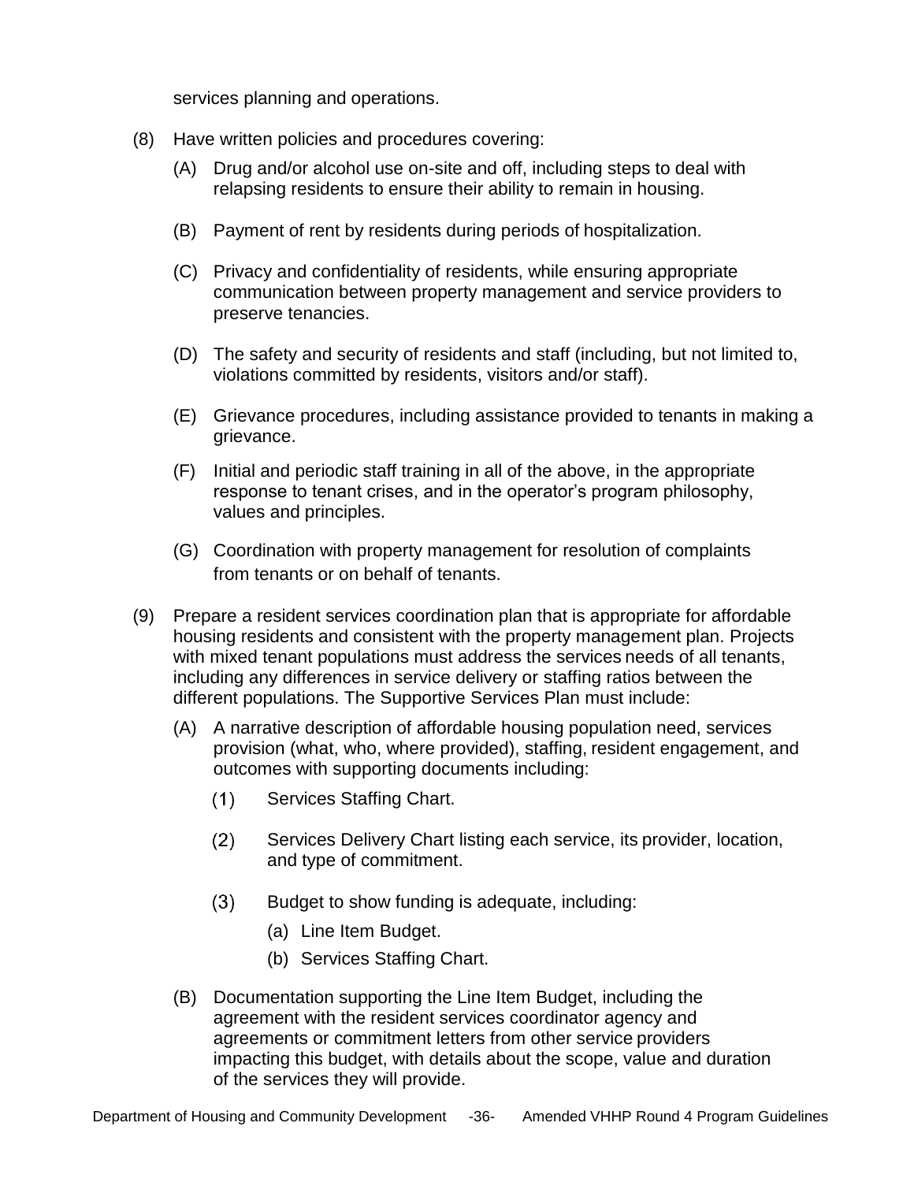services planning and operations.

(8) Have written policies and procedures covering:

  (A) Drug and/or alcohol use on-site and off, including steps to deal with relapsing residents to ensure their ability to remain in housing.

  (B) Payment of rent by residents during periods of hospitalization.

  (C) Privacy and confidentiality of residents, while ensuring appropriate communication between property management and service providers to preserve tenancies.

  (D) The safety and security of residents and staff (including, but not limited to, violations committed by residents, visitors and/or staff).

  (E) Grievance procedures, including assistance provided to tenants in making a grievance.

  (F) Initial and periodic staff training in all of the above, in the appropriate response to tenant crises, and in the operator's program philosophy, values and principles.

  (G) Coordination with property management for resolution of complaints from tenants or on behalf of tenants.

(9) Prepare a resident services coordination plan that is appropriate for affordable housing residents and consistent with the property management plan. Projects with mixed tenant populations must address the services needs of all tenants, including any differences in service delivery or staffing ratios between the different populations. The Supportive Services Plan must include:

  (A) A narrative description of affordable housing population need, services provision (what, who, where provided), staffing, resident engagement, and outcomes with supporting documents including:

    (1) Services Staffing Chart.

    (2) Services Delivery Chart listing each service, its provider, location, and type of commitment.

    (3) Budget to show funding is adequate, including:

      (a) Line Item Budget.

      (b) Services Staffing Chart.

  (B) Documentation supporting the Line Item Budget, including the agreement with the resident services coordinator agency and agreements or commitment letters from other service providers impacting this budget, with details about the scope, value and duration of the services they will provide.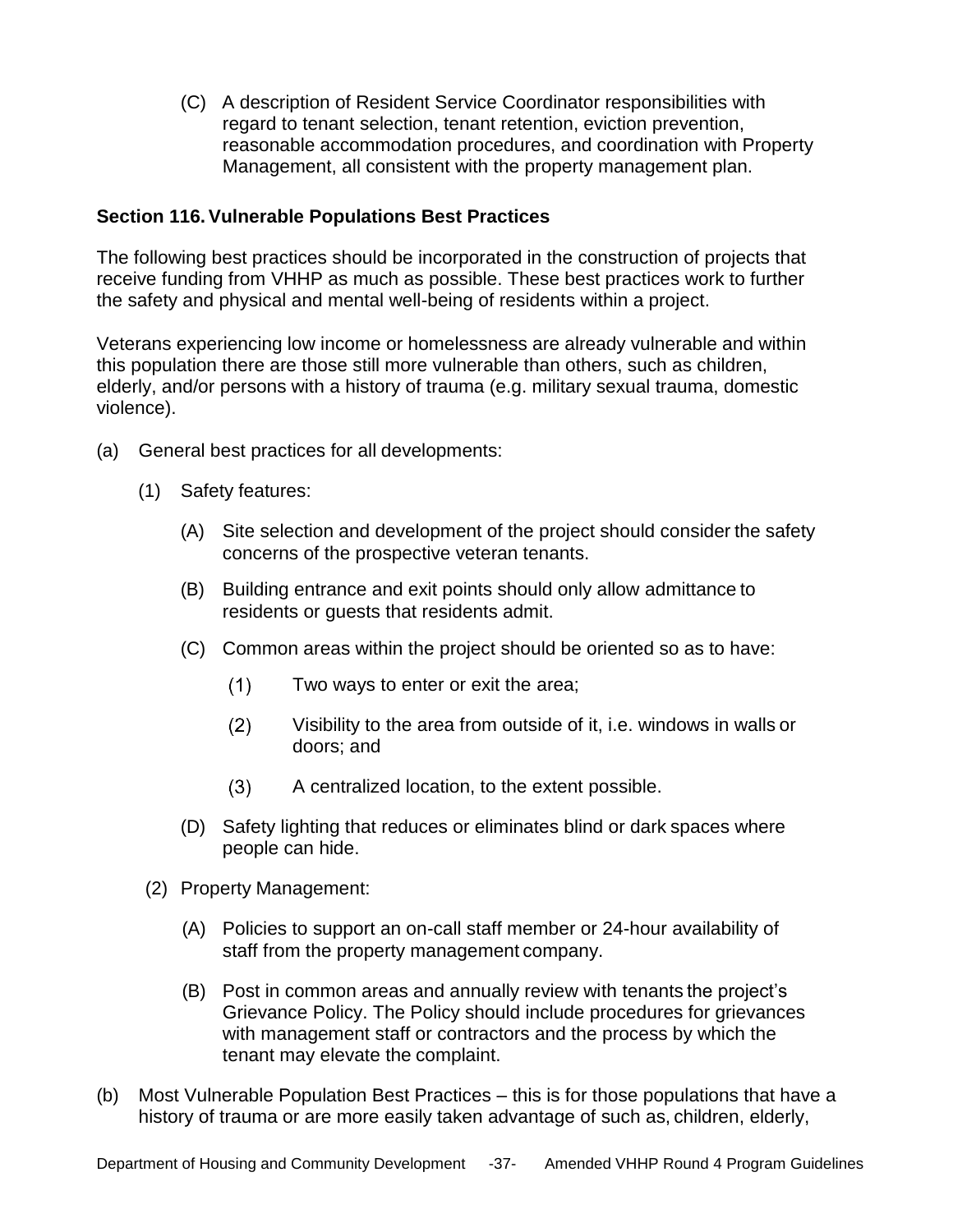(C) A description of Resident Service Coordinator responsibilities with regard to tenant selection, tenant retention, eviction prevention, reasonable accommodation procedures, and coordination with Property Management, all consistent with the property management plan.

**Section 116. Vulnerable Populations Best Practices**

The following best practices should be incorporated in the construction of projects that receive funding from VHHP as much as possible. These best practices work to further the safety and physical and mental well-being of residents within a project.

Veterans experiencing low income or homelessness are already vulnerable and within this population there are those still more vulnerable than others, such as children, elderly, and/or persons with a history of trauma (e.g. military sexual trauma, domestic violence).

(a) General best practices for all developments:

(1) Safety features:

(A) Site selection and development of the project should consider the safety concerns of the prospective veteran tenants.

(B) Building entrance and exit points should only allow admittance to residents or guests that residents admit.

(C) Common areas within the project should be oriented so as to have:

(1) Two ways to enter or exit the area;

(2) Visibility to the area from outside of it, i.e. windows in walls or doors; and

(3) A centralized location, to the extent possible.

(D) Safety lighting that reduces or eliminates blind or dark spaces where people can hide.

(2) Property Management:

(A) Policies to support an on-call staff member or 24-hour availability of staff from the property management company.

(B) Post in common areas and annually review with tenants the project's Grievance Policy. The Policy should include procedures for grievances with management staff or contractors and the process by which the tenant may elevate the complaint.

(b) Most Vulnerable Population Best Practices – this is for those populations that have a history of trauma or are more easily taken advantage of such as, children, elderly,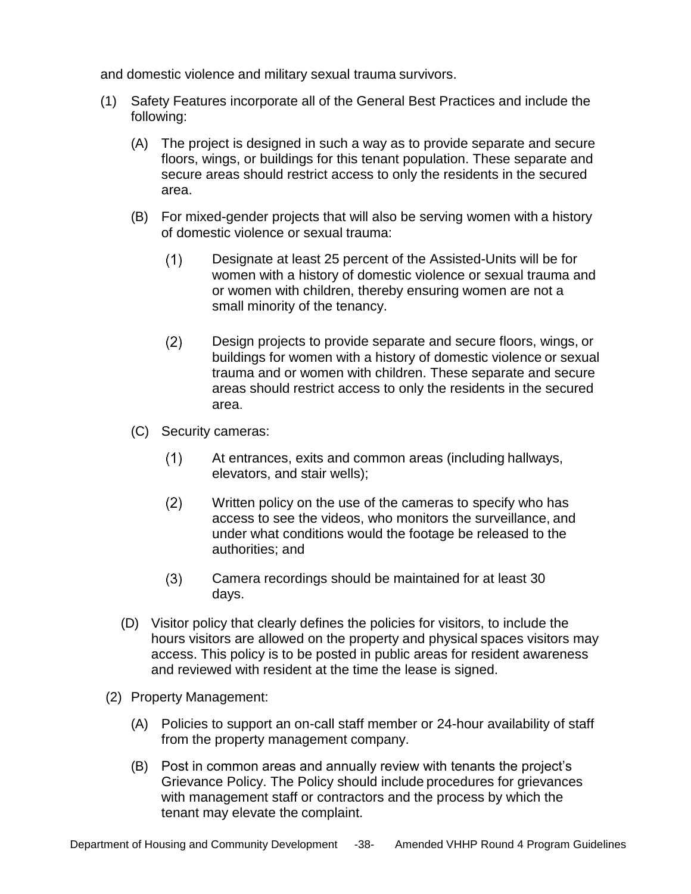and domestic violence and military sexual trauma survivors.

(1) Safety Features incorporate all of the General Best Practices and include the following:

   (A) The project is designed in such a way as to provide separate and secure floors, wings, or buildings for this tenant population. These separate and secure areas should restrict access to only the residents in the secured area.

   (B) For mixed-gender projects that will also be serving women with a history of domestic violence or sexual trauma:

      (1) Designate at least 25 percent of the Assisted-Units will be for women with a history of domestic violence or sexual trauma and or women with children, thereby ensuring women are not a small minority of the tenancy.

      (2) Design projects to provide separate and secure floors, wings, or buildings for women with a history of domestic violence or sexual trauma and or women with children. These separate and secure areas should restrict access to only the residents in the secured area.

   (C) Security cameras:

      (1) At entrances, exits and common areas (including hallways, elevators, and stair wells);

      (2) Written policy on the use of the cameras to specify who has access to see the videos, who monitors the surveillance, and under what conditions would the footage be released to the authorities; and

      (3) Camera recordings should be maintained for at least 30 days.

   (D) Visitor policy that clearly defines the policies for visitors, to include the hours visitors are allowed on the property and physical spaces visitors may access. This policy is to be posted in public areas for resident awareness and reviewed with resident at the time the lease is signed.

(2) Property Management:

   (A) Policies to support an on-call staff member or 24-hour availability of staff from the property management company.

   (B) Post in common areas and annually review with tenants the project's Grievance Policy. The Policy should include procedures for grievances with management staff or contractors and the process by which the tenant may elevate the complaint.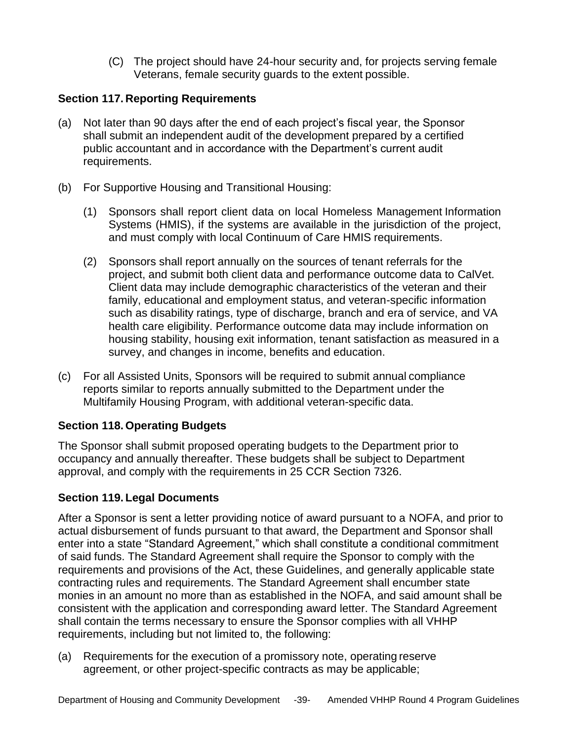(C) The project should have 24-hour security and, for projects serving female Veterans, female security guards to the extent possible.

## Section 117. Reporting Requirements

(a) Not later than 90 days after the end of each project's fiscal year, the Sponsor shall submit an independent audit of the development prepared by a certified public accountant and in accordance with the Department's current audit requirements.

(b) For Supportive Housing and Transitional Housing:

(1) Sponsors shall report client data on local Homeless Management Information Systems (HMIS), if the systems are available in the jurisdiction of the project, and must comply with local Continuum of Care HMIS requirements.

(2) Sponsors shall report annually on the sources of tenant referrals for the project, and submit both client data and performance outcome data to CalVet. Client data may include demographic characteristics of the veteran and their family, educational and employment status, and veteran-specific information such as disability ratings, type of discharge, branch and era of service, and VA health care eligibility. Performance outcome data may include information on housing stability, housing exit information, tenant satisfaction as measured in a survey, and changes in income, benefits and education.

(c) For all Assisted Units, Sponsors will be required to submit annual compliance reports similar to reports annually submitted to the Department under the Multifamily Housing Program, with additional veteran-specific data.

## Section 118. Operating Budgets

The Sponsor shall submit proposed operating budgets to the Department prior to occupancy and annually thereafter. These budgets shall be subject to Department approval, and comply with the requirements in 25 CCR Section 7326.

## Section 119. Legal Documents

After a Sponsor is sent a letter providing notice of award pursuant to a NOFA, and prior to actual disbursement of funds pursuant to that award, the Department and Sponsor shall enter into a state "Standard Agreement," which shall constitute a conditional commitment of said funds. The Standard Agreement shall require the Sponsor to comply with the requirements and provisions of the Act, these Guidelines, and generally applicable state contracting rules and requirements. The Standard Agreement shall encumber state monies in an amount no more than as established in the NOFA, and said amount shall be consistent with the application and corresponding award letter. The Standard Agreement shall contain the terms necessary to ensure the Sponsor complies with all VHHP requirements, including but not limited to, the following:

(a) Requirements for the execution of a promissory note, operating reserve agreement, or other project-specific contracts as may be applicable;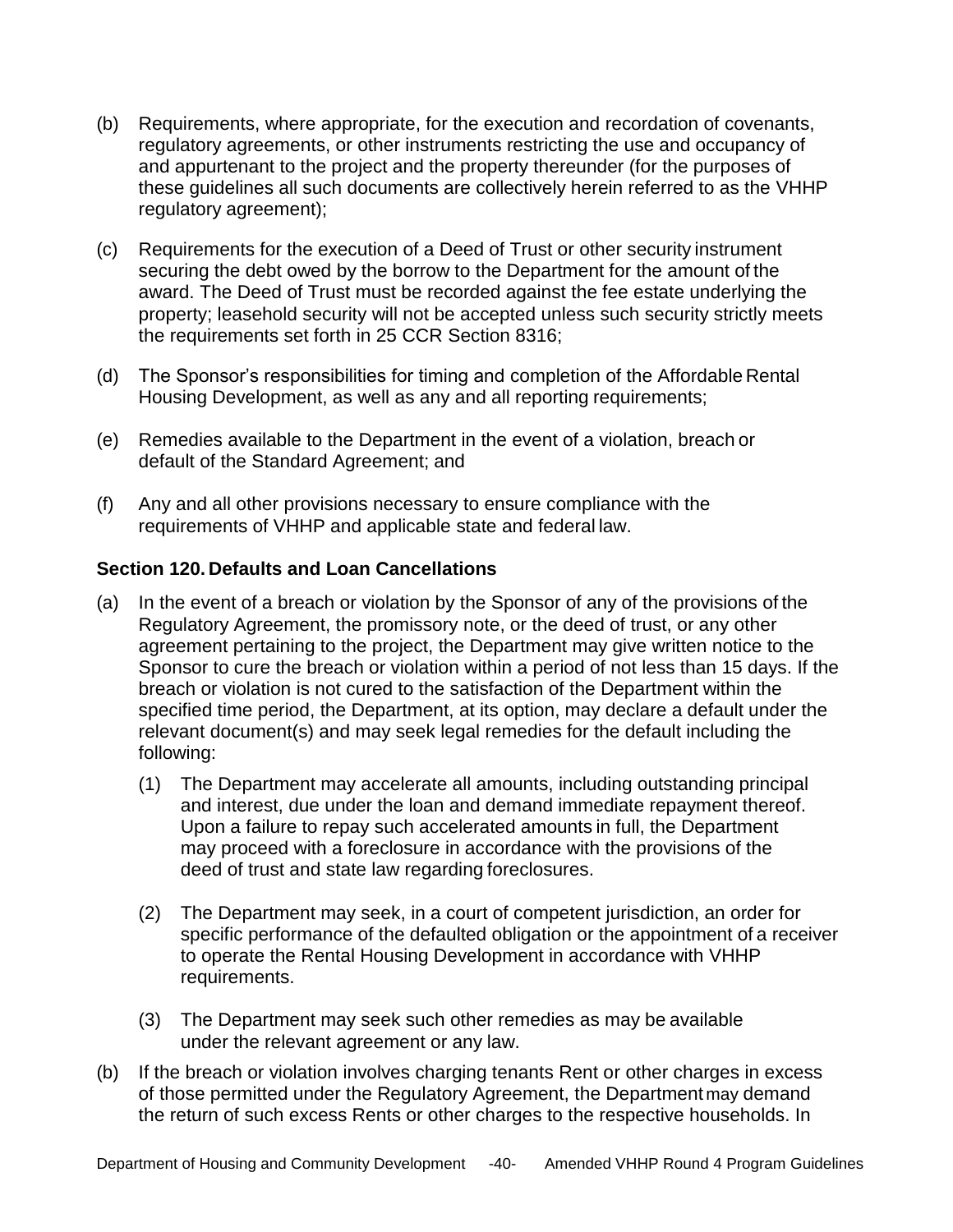(b) Requirements, where appropriate, for the execution and recordation of covenants, regulatory agreements, or other instruments restricting the use and occupancy of and appurtenant to the project and the property thereunder (for the purposes of these guidelines all such documents are collectively herein referred to as the VHHP regulatory agreement);

(c) Requirements for the execution of a Deed of Trust or other security instrument securing the debt owed by the borrow to the Department for the amount of the award. The Deed of Trust must be recorded against the fee estate underlying the property; leasehold security will not be accepted unless such security strictly meets the requirements set forth in 25 CCR Section 8316;

(d) The Sponsor's responsibilities for timing and completion of the Affordable Rental Housing Development, as well as any and all reporting requirements;

(e) Remedies available to the Department in the event of a violation, breach or default of the Standard Agreement; and

(f) Any and all other provisions necessary to ensure compliance with the requirements of VHHP and applicable state and federal law.

### Section 120. Defaults and Loan Cancellations

(a) In the event of a breach or violation by the Sponsor of any of the provisions of the Regulatory Agreement, the promissory note, or the deed of trust, or any other agreement pertaining to the project, the Department may give written notice to the Sponsor to cure the breach or violation within a period of not less than 15 days. If the breach or violation is not cured to the satisfaction of the Department within the specified time period, the Department, at its option, may declare a default under the relevant document(s) and may seek legal remedies for the default including the following:

   (1) The Department may accelerate all amounts, including outstanding principal and interest, due under the loan and demand immediate repayment thereof. Upon a failure to repay such accelerated amounts in full, the Department may proceed with a foreclosure in accordance with the provisions of the deed of trust and state law regarding foreclosures.

   (2) The Department may seek, in a court of competent jurisdiction, an order for specific performance of the defaulted obligation or the appointment of a receiver to operate the Rental Housing Development in accordance with VHHP requirements.

   (3) The Department may seek such other remedies as may be available under the relevant agreement or any law.

(b) If the breach or violation involves charging tenants Rent or other charges in excess of those permitted under the Regulatory Agreement, the Department may demand the return of such excess Rents or other charges to the respective households. In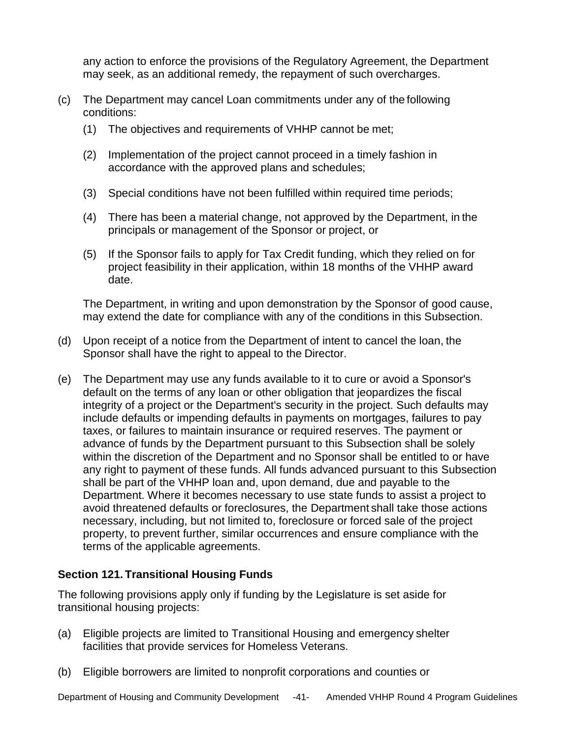any action to enforce the provisions of the Regulatory Agreement, the Department may seek, as an additional remedy, the repayment of such overcharges.

(c) The Department may cancel Loan commitments under any of the following conditions:

   (1) The objectives and requirements of VHHP cannot be met;

   (2) Implementation of the project cannot proceed in a timely fashion in accordance with the approved plans and schedules;

   (3) Special conditions have not been fulfilled within required time periods;

   (4) There has been a material change, not approved by the Department, in the principals or management of the Sponsor or project, or

   (5) If the Sponsor fails to apply for Tax Credit funding, which they relied on for project feasibility in their application, within 18 months of the VHHP award date.

   The Department, in writing and upon demonstration by the Sponsor of good cause, may extend the date for compliance with any of the conditions in this Subsection.

(d) Upon receipt of a notice from the Department of intent to cancel the loan, the Sponsor shall have the right to appeal to the Director.

(e) The Department may use any funds available to it to cure or avoid a Sponsor's default on the terms of any loan or other obligation that jeopardizes the fiscal integrity of a project or the Department's security in the project. Such defaults may include defaults or impending defaults in payments on mortgages, failures to pay taxes, or failures to maintain insurance or required reserves. The payment or advance of funds by the Department pursuant to this Subsection shall be solely within the discretion of the Department and no Sponsor shall be entitled to or have any right to payment of these funds. All funds advanced pursuant to this Subsection shall be part of the VHHP loan and, upon demand, due and payable to the Department. Where it becomes necessary to use state funds to assist a project to avoid threatened defaults or foreclosures, the Department shall take those actions necessary, including, but not limited to, foreclosure or forced sale of the project property, to prevent further, similar occurrences and ensure compliance with the terms of the applicable agreements.

### Section 121. Transitional Housing Funds

The following provisions apply only if funding by the Legislature is set aside for transitional housing projects:

(a) Eligible projects are limited to Transitional Housing and emergency shelter facilities that provide services for Homeless Veterans.

(b) Eligible borrowers are limited to nonprofit corporations and counties or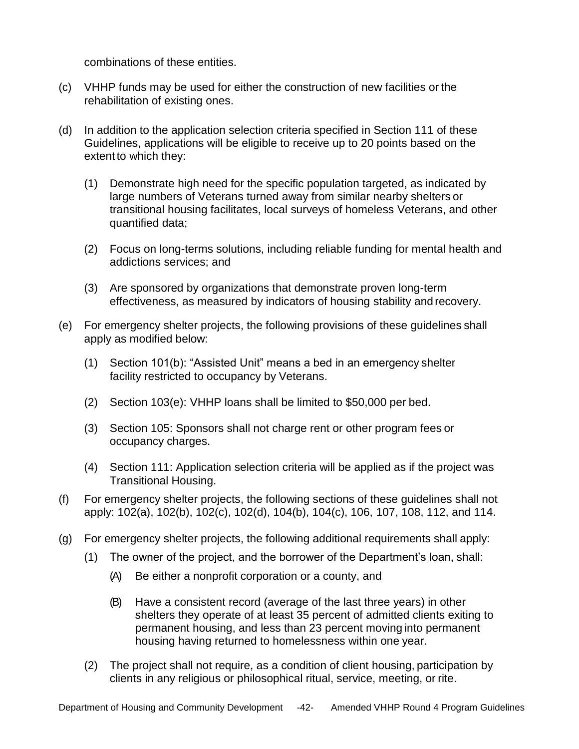combinations of these entities.

(c) VHHP funds may be used for either the construction of new facilities or the rehabilitation of existing ones.

(d) In addition to the application selection criteria specified in Section 111 of these Guidelines, applications will be eligible to receive up to 20 points based on the extent to which they:

  (1) Demonstrate high need for the specific population targeted, as indicated by large numbers of Veterans turned away from similar nearby shelters or transitional housing facilitates, local surveys of homeless Veterans, and other quantified data;

  (2) Focus on long-terms solutions, including reliable funding for mental health and addictions services; and

  (3) Are sponsored by organizations that demonstrate proven long-term effectiveness, as measured by indicators of housing stability and recovery.

(e) For emergency shelter projects, the following provisions of these guidelines shall apply as modified below:

  (1) Section 101(b): "Assisted Unit" means a bed in an emergency shelter facility restricted to occupancy by Veterans.

  (2) Section 103(e): VHHP loans shall be limited to $50,000 per bed.

  (3) Section 105: Sponsors shall not charge rent or other program fees or occupancy charges.

  (4) Section 111: Application selection criteria will be applied as if the project was Transitional Housing.

(f) For emergency shelter projects, the following sections of these guidelines shall not apply: 102(a), 102(b), 102(c), 102(d), 104(b), 104(c), 106, 107, 108, 112, and 114.

(g) For emergency shelter projects, the following additional requirements shall apply:

  (1) The owner of the project, and the borrower of the Department's loan, shall:

    (A) Be either a nonprofit corporation or a county, and

    (B) Have a consistent record (average of the last three years) in other shelters they operate of at least 35 percent of admitted clients exiting to permanent housing, and less than 23 percent moving into permanent housing having returned to homelessness within one year.

  (2) The project shall not require, as a condition of client housing, participation by clients in any religious or philosophical ritual, service, meeting, or rite.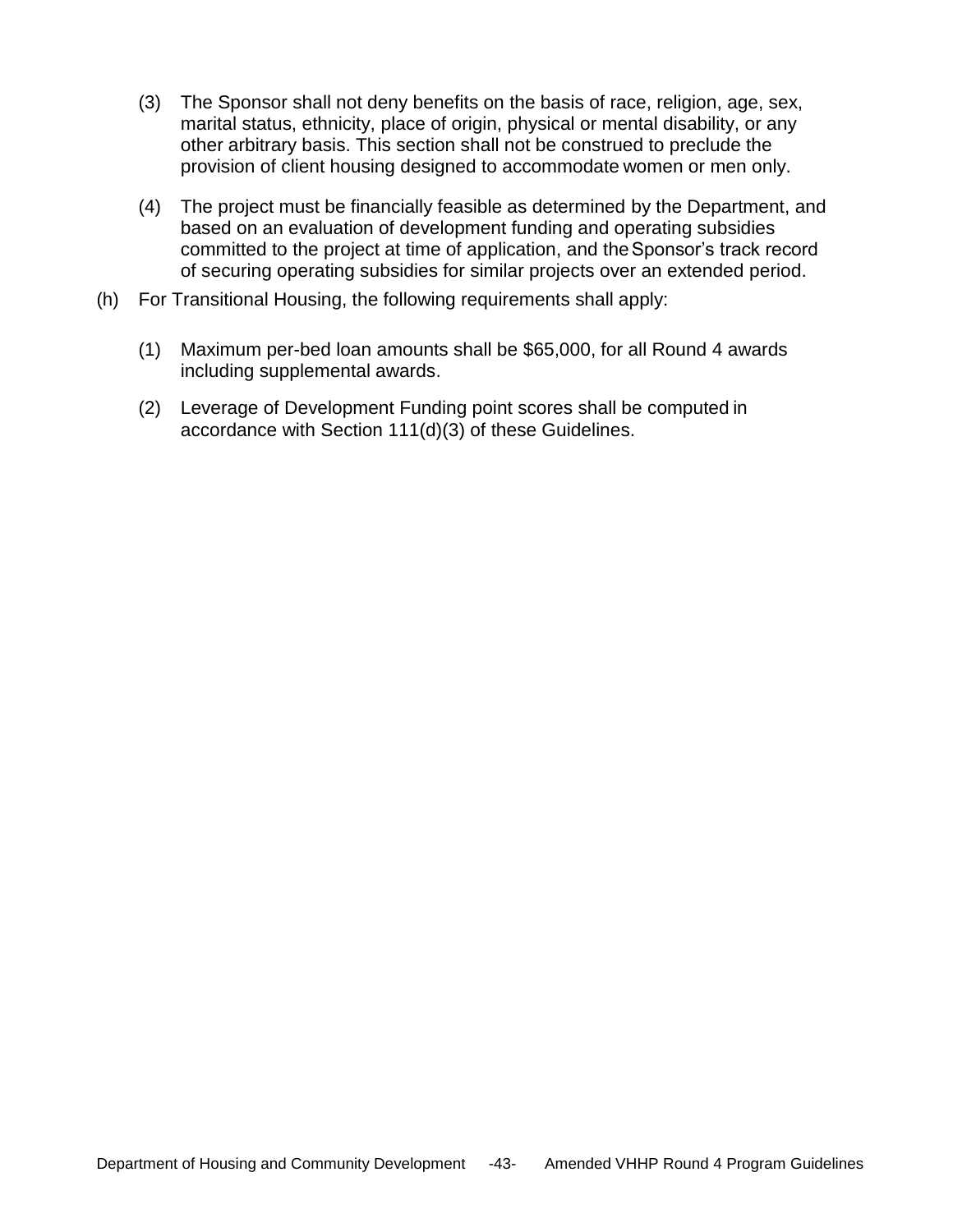(3) The Sponsor shall not deny benefits on the basis of race, religion, age, sex, marital status, ethnicity, place of origin, physical or mental disability, or any other arbitrary basis. This section shall not be construed to preclude the provision of client housing designed to accommodate women or men only.

(4) The project must be financially feasible as determined by the Department, and based on an evaluation of development funding and operating subsidies committed to the project at time of application, and the Sponsor's track record of securing operating subsidies for similar projects over an extended period.

(h) For Transitional Housing, the following requirements shall apply:

(1) Maximum per-bed loan amounts shall be $65,000, for all Round 4 awards including supplemental awards.

(2) Leverage of Development Funding point scores shall be computed in accordance with Section 111(d)(3) of these Guidelines.